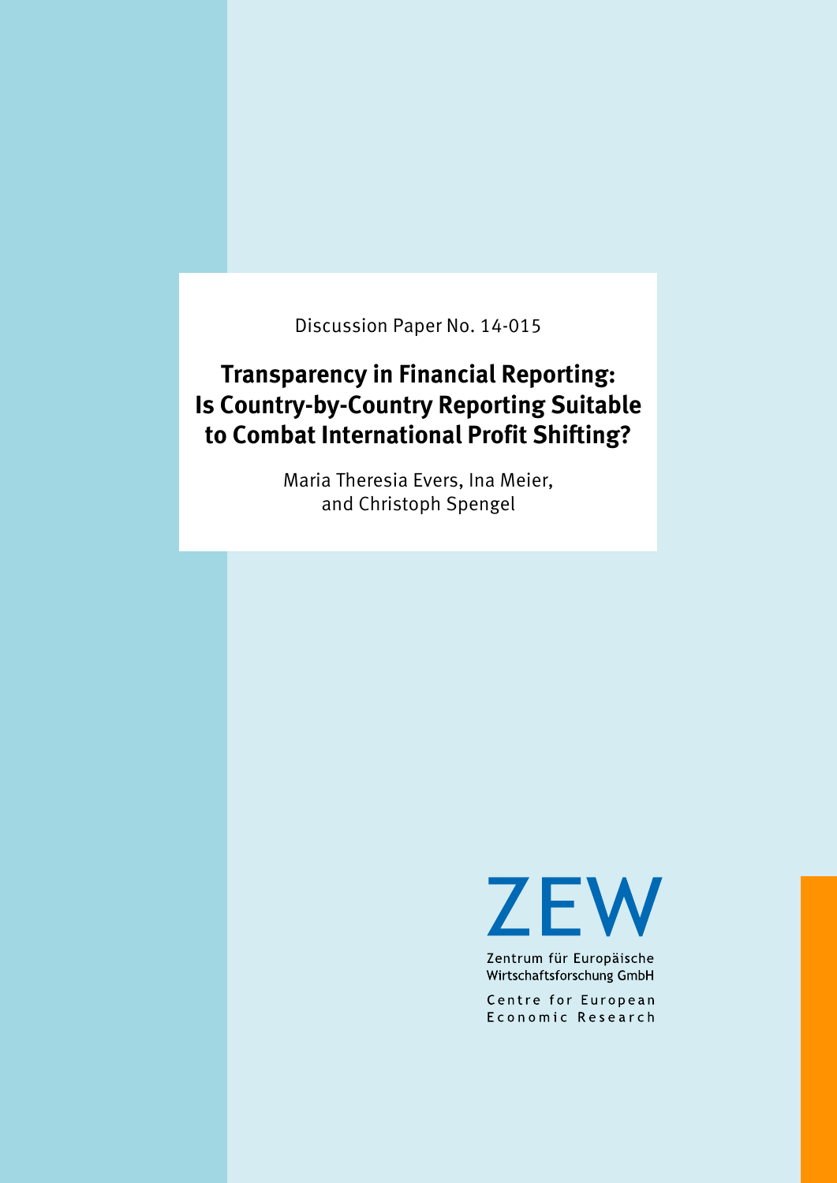Discussion Paper No. 14-015

# Transparency in Financial Reporting: Is Country-by-Country Reporting Suitable to Combat International Profit Shifting?

Maria Theresia Evers, Ina Meier, and Christoph Spengel

ZEW

Zentrum für Europäische Wirtschaftsforschung GmbH

Centre for European Economic Research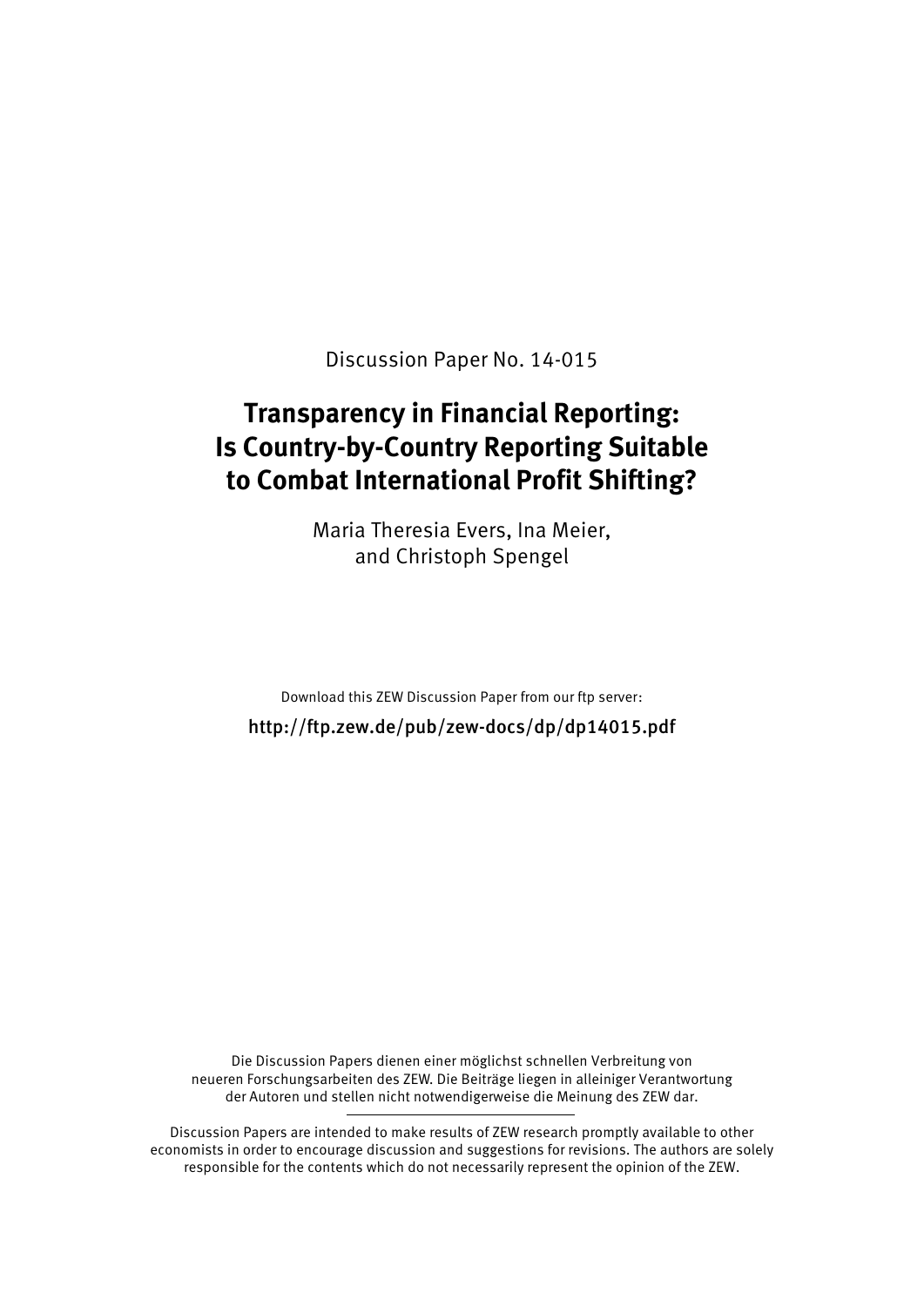Discussion Paper No. 14-015

# Transparency in Financial Reporting: Is Country-by-Country Reporting Suitable to Combat International Profit Shifting?

Maria Theresia Evers, Ina Meier, and Christoph Spengel

Download this ZEW Discussion Paper from our ftp server:

**http://ftp.zew.de/pub/zew-docs/dp/dp14015.pdf**

Die Discussion Papers dienen einer möglichst schnellen Verbreitung von neueren Forschungsarbeiten des ZEW. Die Beiträge liegen in alleiniger Verantwortung der Autoren und stellen nicht notwendigerweise die Meinung des ZEW dar.

Discussion Papers are intended to make results of ZEW research promptly available to other economists in order to encourage discussion and suggestions for revisions. The authors are solely responsible for the contents which do not necessarily represent the opinion of the ZEW.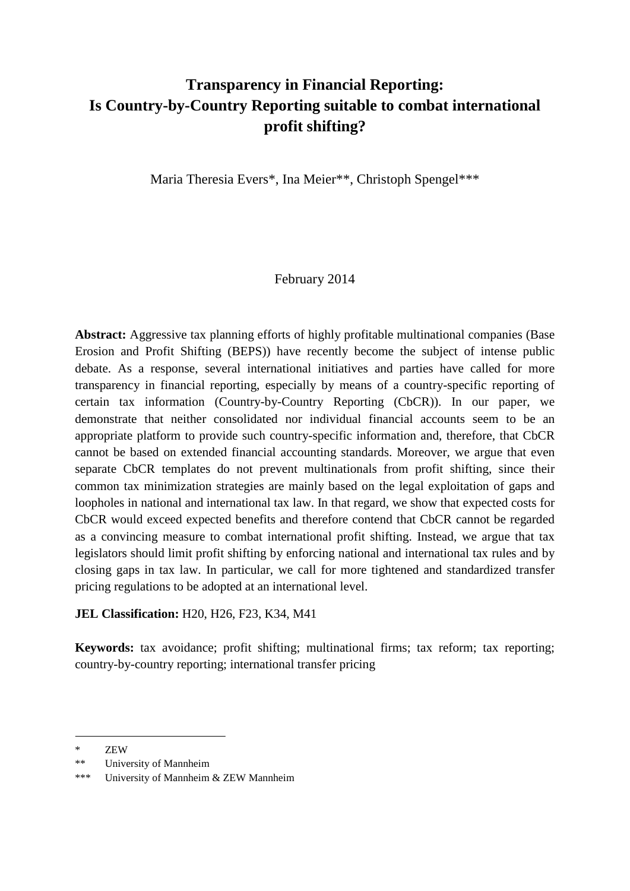# Transparency in Financial Reporting: Is Country-by-Country Reporting suitable to combat international profit shifting?

Maria Theresia Evers*, Ina Meier**, Christoph Spengel***

February 2014

**Abstract:** Aggressive tax planning efforts of highly profitable multinational companies (Base Erosion and Profit Shifting (BEPS)) have recently become the subject of intense public debate. As a response, several international initiatives and parties have called for more transparency in financial reporting, especially by means of a country-specific reporting of certain tax information (Country-by-Country Reporting (CbCR)). In our paper, we demonstrate that neither consolidated nor individual financial accounts seem to be an appropriate platform to provide such country-specific information and, therefore, that CbCR cannot be based on extended financial accounting standards. Moreover, we argue that even separate CbCR templates do not prevent multinationals from profit shifting, since their common tax minimization strategies are mainly based on the legal exploitation of gaps and loopholes in national and international tax law. In that regard, we show that expected costs for CbCR would exceed expected benefits and therefore contend that CbCR cannot be regarded as a convincing measure to combat international profit shifting. Instead, we argue that tax legislators should limit profit shifting by enforcing national and international tax rules and by closing gaps in tax law. In particular, we call for more tightened and standardized transfer pricing regulations to be adopted at an international level.

**JEL Classification:** H20, H26, F23, K34, M41

**Keywords:** tax avoidance; profit shifting; multinational firms; tax reform; tax reporting; country-by-country reporting; international transfer pricing

---

\* ZEW

\*\* University of Mannheim

\*\*\* University of Mannheim & ZEW Mannheim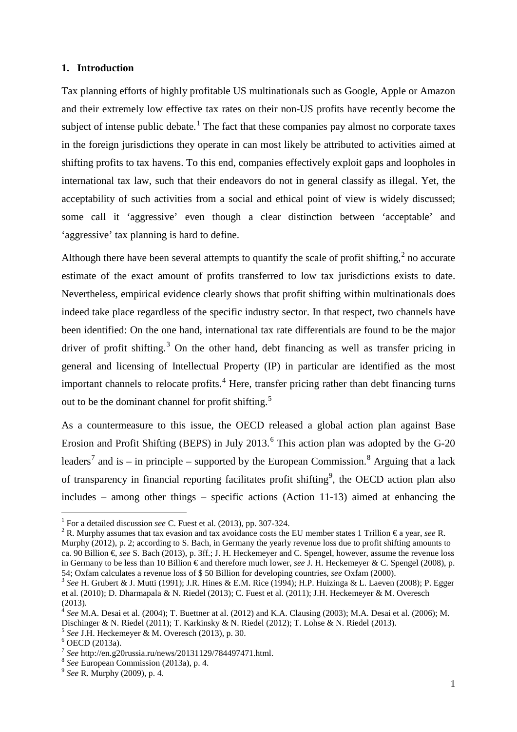## 1. Introduction

Tax planning efforts of highly profitable US multinationals such as Google, Apple or Amazon and their extremely low effective tax rates on their non-US profits have recently become the subject of intense public debate.[1] The fact that these companies pay almost no corporate taxes in the foreign jurisdictions they operate in can most likely be attributed to activities aimed at shifting profits to tax havens. To this end, companies effectively exploit gaps and loopholes in international tax law, such that their endeavors do not in general classify as illegal. Yet, the acceptability of such activities from a social and ethical point of view is widely discussed; some call it 'aggressive' even though a clear distinction between 'acceptable' and 'aggressive' tax planning is hard to define.

Although there have been several attempts to quantify the scale of profit shifting,[2] no accurate estimate of the exact amount of profits transferred to low tax jurisdictions exists to date. Nevertheless, empirical evidence clearly shows that profit shifting within multinationals does indeed take place regardless of the specific industry sector. In that respect, two channels have been identified: On the one hand, international tax rate differentials are found to be the major driver of profit shifting.[3] On the other hand, debt financing as well as transfer pricing in general and licensing of Intellectual Property (IP) in particular are identified as the most important channels to relocate profits.[4] Here, transfer pricing rather than debt financing turns out to be the dominant channel for profit shifting.[5]

As a countermeasure to this issue, the OECD released a global action plan against Base Erosion and Profit Shifting (BEPS) in July 2013.[6] This action plan was adopted by the G-20 leaders[7] and is – in principle – supported by the European Commission.[8] Arguing that a lack of transparency in financial reporting facilitates profit shifting[9], the OECD action plan also includes – among other things – specific actions (Action 11-13) aimed at enhancing the

---

[1] For a detailed discussion *see* C. Fuest et al. (2013), pp. 307-324.

[2] R. Murphy assumes that tax evasion and tax avoidance costs the EU member states 1 Trillion € a year, *see* R. Murphy (2012), p. 2; according to S. Bach, in Germany the yearly revenue loss due to profit shifting amounts to ca. 90 Billion €, *see* S. Bach (2013), p. 3ff.; J. H. Heckemeyer and C. Spengel, however, assume the revenue loss in Germany to be less than 10 Billion € and therefore much lower, *see* J. H. Heckemeyer & C. Spengel (2008), p. 54; Oxfam calculates a revenue loss of $ 50 Billion for developing countries, *see* Oxfam (2000).

[3] *See* H. Grubert & J. Mutti (1991); J.R. Hines & E.M. Rice (1994); H.P. Huizinga & L. Laeven (2008); P. Egger et al. (2010); D. Dharmapala & N. Riedel (2013); C. Fuest et al. (2011); J.H. Heckemeyer & M. Overesch (2013).

[4] *See* M.A. Desai et al. (2004); T. Buettner at al. (2012) and K.A. Clausing (2003); M.A. Desai et al. (2006); M. Dischinger & N. Riedel (2011); T. Karkinsky & N. Riedel (2012); T. Lohse & N. Riedel (2013).

[5] *See* J.H. Heckemeyer & M. Overesch (2013), p. 30.

[6] OECD (2013a).

[7] *See* http://en.g20russia.ru/news/20131129/784497471.html.

[8] *See* European Commission (2013a), p. 4.

[9] *See* R. Murphy (2009), p. 4.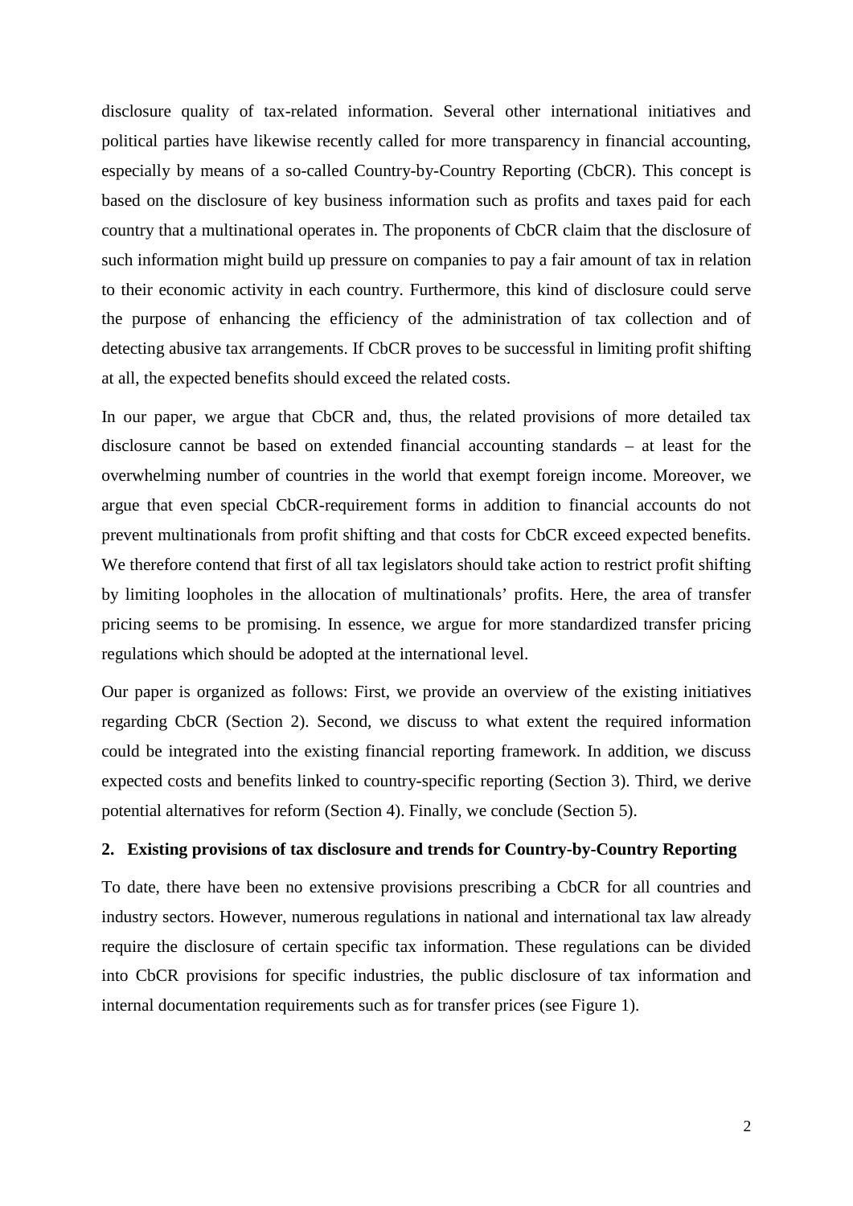disclosure quality of tax-related information. Several other international initiatives and political parties have likewise recently called for more transparency in financial accounting, especially by means of a so-called Country-by-Country Reporting (CbCR). This concept is based on the disclosure of key business information such as profits and taxes paid for each country that a multinational operates in. The proponents of CbCR claim that the disclosure of such information might build up pressure on companies to pay a fair amount of tax in relation to their economic activity in each country. Furthermore, this kind of disclosure could serve the purpose of enhancing the efficiency of the administration of tax collection and of detecting abusive tax arrangements. If CbCR proves to be successful in limiting profit shifting at all, the expected benefits should exceed the related costs.

In our paper, we argue that CbCR and, thus, the related provisions of more detailed tax disclosure cannot be based on extended financial accounting standards – at least for the overwhelming number of countries in the world that exempt foreign income. Moreover, we argue that even special CbCR-requirement forms in addition to financial accounts do not prevent multinationals from profit shifting and that costs for CbCR exceed expected benefits. We therefore contend that first of all tax legislators should take action to restrict profit shifting by limiting loopholes in the allocation of multinationals' profits. Here, the area of transfer pricing seems to be promising. In essence, we argue for more standardized transfer pricing regulations which should be adopted at the international level.

Our paper is organized as follows: First, we provide an overview of the existing initiatives regarding CbCR (Section 2). Second, we discuss to what extent the required information could be integrated into the existing financial reporting framework. In addition, we discuss expected costs and benefits linked to country-specific reporting (Section 3). Third, we derive potential alternatives for reform (Section 4). Finally, we conclude (Section 5).

## 2. Existing provisions of tax disclosure and trends for Country-by-Country Reporting

To date, there have been no extensive provisions prescribing a CbCR for all countries and industry sectors. However, numerous regulations in national and international tax law already require the disclosure of certain specific tax information. These regulations can be divided into CbCR provisions for specific industries, the public disclosure of tax information and internal documentation requirements such as for transfer prices (see Figure 1).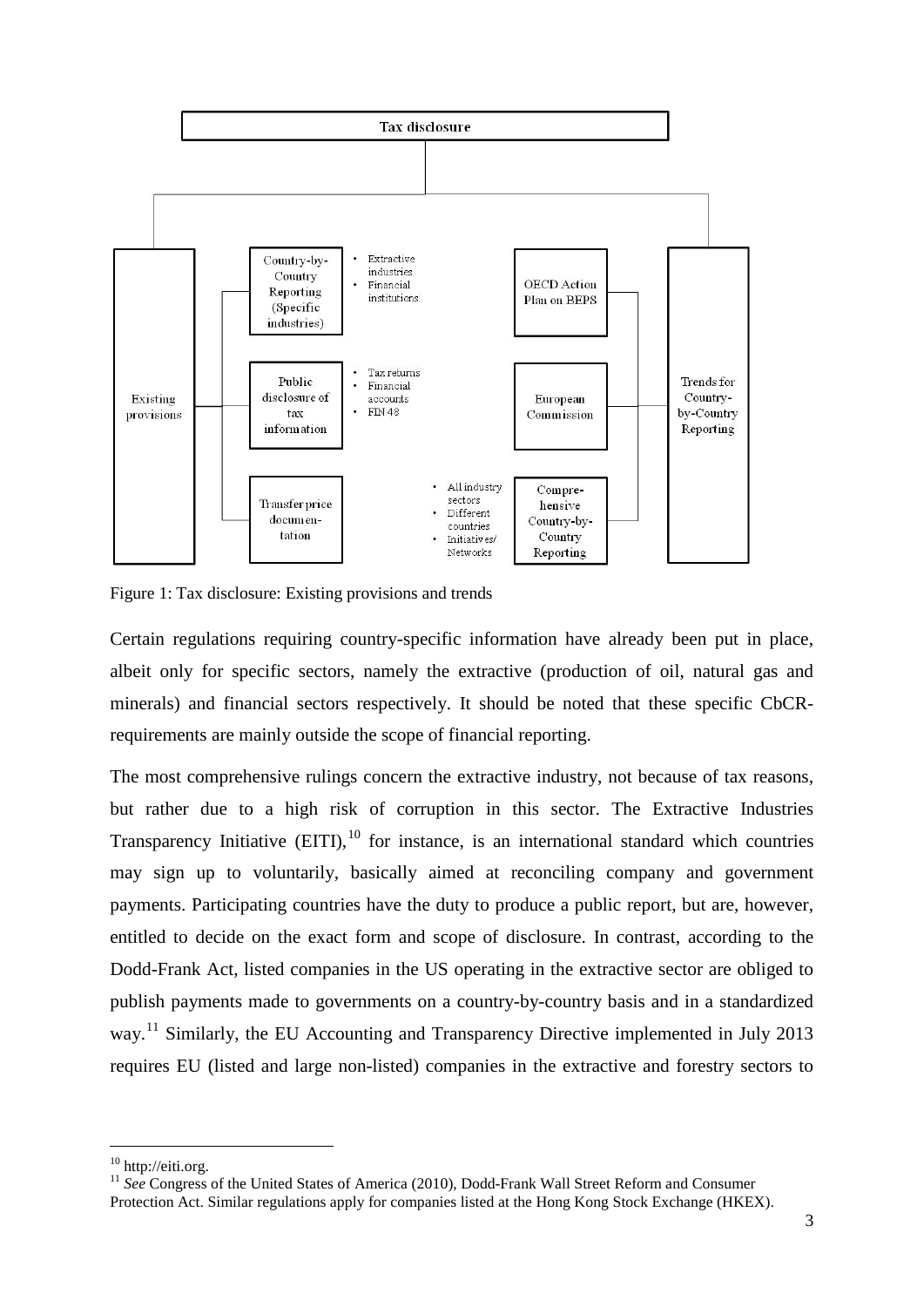Tax disclosure

- Existing provisions
  - Country-by-Country Reporting (Specific industries)
    - Extractive industries
    - Financial institutions
  - Public disclosure of tax information
    - Tax returns
    - Financial accounts
    - FIN 48
  - Transfer price documentation
- Trends for Country-by-Country Reporting
  - OECD Action Plan on BEPS
  - European Commission
  - Comprehensive Country-by-Country Reporting
    - All industry sectors
    - Different countries
    - Initiatives/ Networks

Figure 1: Tax disclosure: Existing provisions and trends

Certain regulations requiring country-specific information have already been put in place, albeit only for specific sectors, namely the extractive (production of oil, natural gas and minerals) and financial sectors respectively. It should be noted that these specific CbCR-requirements are mainly outside the scope of financial reporting.

The most comprehensive rulings concern the extractive industry, not because of tax reasons, but rather due to a high risk of corruption in this sector. The Extractive Industries Transparency Initiative (EITI),[10] for instance, is an international standard which countries may sign up to voluntarily, basically aimed at reconciling company and government payments. Participating countries have the duty to produce a public report, but are, however, entitled to decide on the exact form and scope of disclosure. In contrast, according to the Dodd-Frank Act, listed companies in the US operating in the extractive sector are obliged to publish payments made to governments on a country-by-country basis and in a standardized way.[11] Similarly, the EU Accounting and Transparency Directive implemented in July 2013 requires EU (listed and large non-listed) companies in the extractive and forestry sectors to

---

[10] http://eiti.org.

[11] *See* Congress of the United States of America (2010), Dodd-Frank Wall Street Reform and Consumer Protection Act. Similar regulations apply for companies listed at the Hong Kong Stock Exchange (HKEX).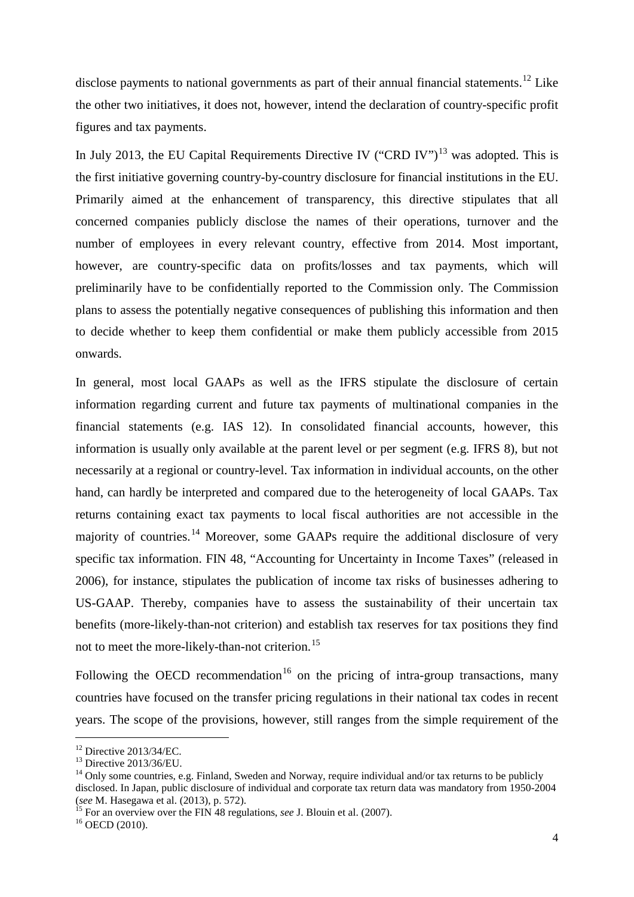disclose payments to national governments as part of their annual financial statements.[12] Like the other two initiatives, it does not, however, intend the declaration of country-specific profit figures and tax payments.

In July 2013, the EU Capital Requirements Directive IV ("CRD IV")[13] was adopted. This is the first initiative governing country-by-country disclosure for financial institutions in the EU. Primarily aimed at the enhancement of transparency, this directive stipulates that all concerned companies publicly disclose the names of their operations, turnover and the number of employees in every relevant country, effective from 2014. Most important, however, are country-specific data on profits/losses and tax payments, which will preliminarily have to be confidentially reported to the Commission only. The Commission plans to assess the potentially negative consequences of publishing this information and then to decide whether to keep them confidential or make them publicly accessible from 2015 onwards.

In general, most local GAAPs as well as the IFRS stipulate the disclosure of certain information regarding current and future tax payments of multinational companies in the financial statements (e.g. IAS 12). In consolidated financial accounts, however, this information is usually only available at the parent level or per segment (e.g. IFRS 8), but not necessarily at a regional or country-level. Tax information in individual accounts, on the other hand, can hardly be interpreted and compared due to the heterogeneity of local GAAPs. Tax returns containing exact tax payments to local fiscal authorities are not accessible in the majority of countries.[14] Moreover, some GAAPs require the additional disclosure of very specific tax information. FIN 48, "Accounting for Uncertainty in Income Taxes" (released in 2006), for instance, stipulates the publication of income tax risks of businesses adhering to US-GAAP. Thereby, companies have to assess the sustainability of their uncertain tax benefits (more-likely-than-not criterion) and establish tax reserves for tax positions they find not to meet the more-likely-than-not criterion.[15]

Following the OECD recommendation[16] on the pricing of intra-group transactions, many countries have focused on the transfer pricing regulations in their national tax codes in recent years. The scope of the provisions, however, still ranges from the simple requirement of the

---

[12] Directive 2013/34/EC.

[13] Directive 2013/36/EU.

[14] Only some countries, e.g. Finland, Sweden and Norway, require individual and/or tax returns to be publicly disclosed. In Japan, public disclosure of individual and corporate tax return data was mandatory from 1950-2004 (*see* M. Hasegawa et al. (2013), p. 572).

[15] For an overview over the FIN 48 regulations, *see* J. Blouin et al. (2007).

[16] OECD (2010).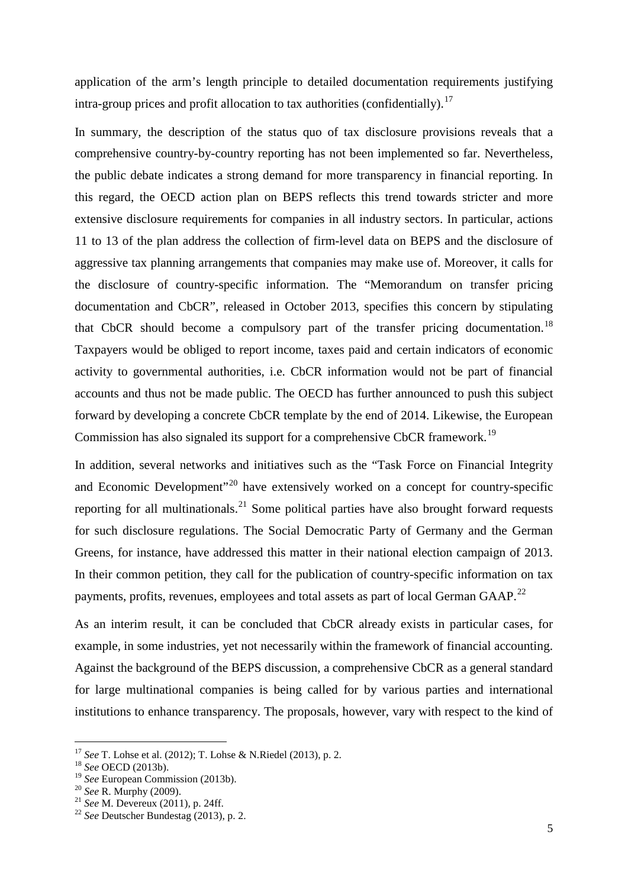application of the arm's length principle to detailed documentation requirements justifying intra-group prices and profit allocation to tax authorities (confidentially).[17]

In summary, the description of the status quo of tax disclosure provisions reveals that a comprehensive country-by-country reporting has not been implemented so far. Nevertheless, the public debate indicates a strong demand for more transparency in financial reporting. In this regard, the OECD action plan on BEPS reflects this trend towards stricter and more extensive disclosure requirements for companies in all industry sectors. In particular, actions 11 to 13 of the plan address the collection of firm-level data on BEPS and the disclosure of aggressive tax planning arrangements that companies may make use of. Moreover, it calls for the disclosure of country-specific information. The "Memorandum on transfer pricing documentation and CbCR", released in October 2013, specifies this concern by stipulating that CbCR should become a compulsory part of the transfer pricing documentation.[18] Taxpayers would be obliged to report income, taxes paid and certain indicators of economic activity to governmental authorities, i.e. CbCR information would not be part of financial accounts and thus not be made public. The OECD has further announced to push this subject forward by developing a concrete CbCR template by the end of 2014. Likewise, the European Commission has also signaled its support for a comprehensive CbCR framework.[19]

In addition, several networks and initiatives such as the "Task Force on Financial Integrity and Economic Development"[20] have extensively worked on a concept for country-specific reporting for all multinationals.[21] Some political parties have also brought forward requests for such disclosure regulations. The Social Democratic Party of Germany and the German Greens, for instance, have addressed this matter in their national election campaign of 2013. In their common petition, they call for the publication of country-specific information on tax payments, profits, revenues, employees and total assets as part of local German GAAP.[22]

As an interim result, it can be concluded that CbCR already exists in particular cases, for example, in some industries, yet not necessarily within the framework of financial accounting. Against the background of the BEPS discussion, a comprehensive CbCR as a general standard for large multinational companies is being called for by various parties and international institutions to enhance transparency. The proposals, however, vary with respect to the kind of

---

[17] *See* T. Lohse et al. (2012); T. Lohse & N.Riedel (2013), p. 2.

[18] *See* OECD (2013b).

[19] *See* European Commission (2013b).

[20] *See* R. Murphy (2009).

[21] *See* M. Devereux (2011), p. 24ff.

[22] *See* Deutscher Bundestag (2013), p. 2.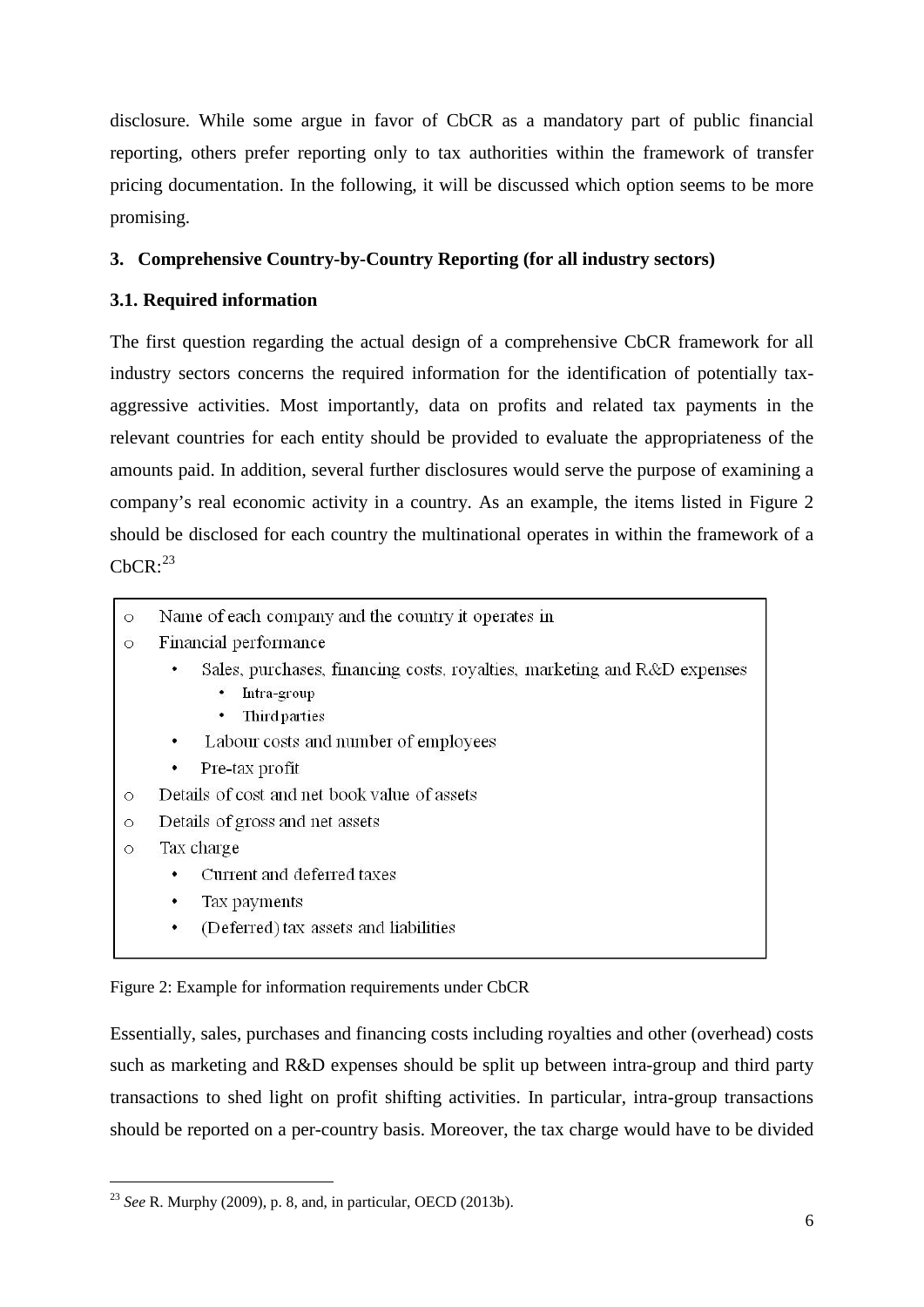disclosure. While some argue in favor of CbCR as a mandatory part of public financial reporting, others prefer reporting only to tax authorities within the framework of transfer pricing documentation. In the following, it will be discussed which option seems to be more promising.

## 3. Comprehensive Country-by-Country Reporting (for all industry sectors)

### 3.1. Required information

The first question regarding the actual design of a comprehensive CbCR framework for all industry sectors concerns the required information for the identification of potentially tax-aggressive activities. Most importantly, data on profits and related tax payments in the relevant countries for each entity should be provided to evaluate the appropriateness of the amounts paid. In addition, several further disclosures would serve the purpose of examining a company's real economic activity in a country. As an example, the items listed in Figure 2 should be disclosed for each country the multinational operates in within the framework of a CbCR:[23]

- Name of each company and the country it operates in
- Financial performance
    - Sales, purchases, financing costs, royalties, marketing and R&D expenses
        - Intra-group
        - Third parties
    - Labour costs and number of employees
    - Pre-tax profit
- Details of cost and net book value of assets
- Details of gross and net assets
- Tax charge
    - Current and deferred taxes
    - Tax payments
    - (Deferred) tax assets and liabilities

Figure 2: Example for information requirements under CbCR

Essentially, sales, purchases and financing costs including royalties and other (overhead) costs such as marketing and R&D expenses should be split up between intra-group and third party transactions to shed light on profit shifting activities. In particular, intra-group transactions should be reported on a per-country basis. Moreover, the tax charge would have to be divided

---

[23] *See* R. Murphy (2009), p. 8, and, in particular, OECD (2013b).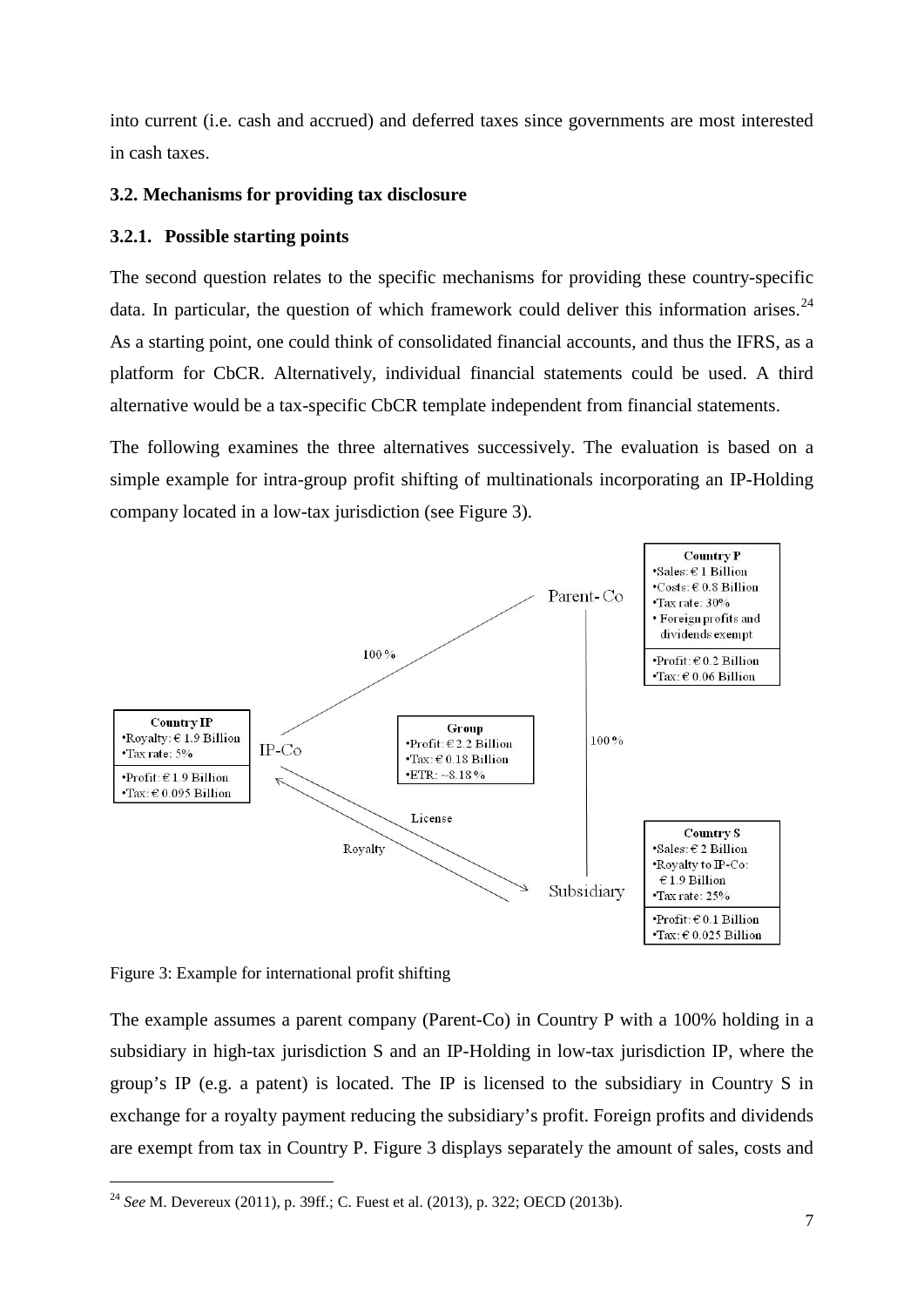into current (i.e. cash and accrued) and deferred taxes since governments are most interested in cash taxes.

### 3.2. Mechanisms for providing tax disclosure

#### 3.2.1. Possible starting points

The second question relates to the specific mechanisms for providing these country-specific data. In particular, the question of which framework could deliver this information arises.[24] As a starting point, one could think of consolidated financial accounts, and thus the IFRS, as a platform for CbCR. Alternatively, individual financial statements could be used. A third alternative would be a tax-specific CbCR template independent from financial statements.

The following examines the three alternatives successively. The evaluation is based on a simple example for intra-group profit shifting of multinationals incorporating an IP-Holding company located in a low-tax jurisdiction (see Figure 3).

Figure 3: Example for international profit shifting

The example assumes a parent company (Parent-Co) in Country P with a 100% holding in a subsidiary in high-tax jurisdiction S and an IP-Holding in low-tax jurisdiction IP, where the group's IP (e.g. a patent) is located. The IP is licensed to the subsidiary in Country S in exchange for a royalty payment reducing the subsidiary's profit. Foreign profits and dividends are exempt from tax in Country P. Figure 3 displays separately the amount of sales, costs and

---

[24] *See* M. Devereux (2011), p. 39ff.; C. Fuest et al. (2013), p. 322; OECD (2013b).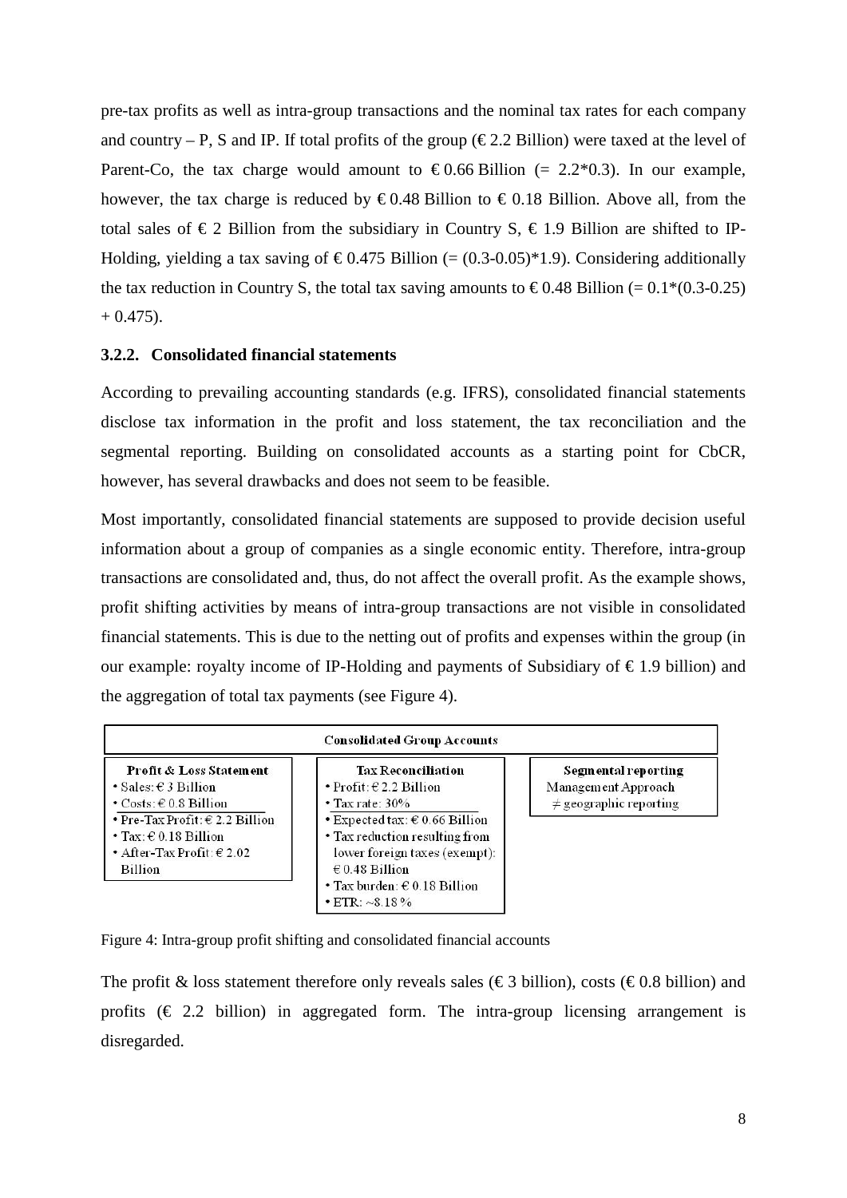pre-tax profits as well as intra-group transactions and the nominal tax rates for each company and country – P, S and IP. If total profits of the group (€ 2.2 Billion) were taxed at the level of Parent-Co, the tax charge would amount to € 0.66 Billion (= 2.2*0.3). In our example, however, the tax charge is reduced by € 0.48 Billion to € 0.18 Billion. Above all, from the total sales of € 2 Billion from the subsidiary in Country S, € 1.9 Billion are shifted to IP-Holding, yielding a tax saving of € 0.475 Billion (= (0.3-0.05)*1.9). Considering additionally the tax reduction in Country S, the total tax saving amounts to € 0.48 Billion (= 0.1*(0.3-0.25) + 0.475).

### 3.2.2. Consolidated financial statements

According to prevailing accounting standards (e.g. IFRS), consolidated financial statements disclose tax information in the profit and loss statement, the tax reconciliation and the segmental reporting. Building on consolidated accounts as a starting point for CbCR, however, has several drawbacks and does not seem to be feasible.

Most importantly, consolidated financial statements are supposed to provide decision useful information about a group of companies as a single economic entity. Therefore, intra-group transactions are consolidated and, thus, do not affect the overall profit. As the example shows, profit shifting activities by means of intra-group transactions are not visible in consolidated financial statements. This is due to the netting out of profits and expenses within the group (in our example: royalty income of IP-Holding and payments of Subsidiary of € 1.9 billion) and the aggregation of total tax payments (see Figure 4).

**Consolidated Group Accounts**

| Profit & Loss Statement | Tax Reconciliation | Segmental reporting |
|---|---|---|
| • Sales: € 3 Billion<br>• Costs: € 0.8 Billion<br>• Pre-Tax Profit: € 2.2 Billion<br>• Tax: € 0.18 Billion<br>• After-Tax Profit: € 2.02 Billion | • Profit: € 2.2 Billion<br>• Tax rate: 30%<br>• Expected tax: € 0.66 Billion<br>• Tax reduction resulting from lower foreign taxes (exempt): € 0.48 Billion<br>• Tax burden: € 0.18 Billion<br>• ETR: ~8.18 % | Management Approach<br>≠ geographic reporting |

Figure 4: Intra-group profit shifting and consolidated financial accounts

The profit & loss statement therefore only reveals sales (€ 3 billion), costs (€ 0.8 billion) and profits (€ 2.2 billion) in aggregated form. The intra-group licensing arrangement is disregarded.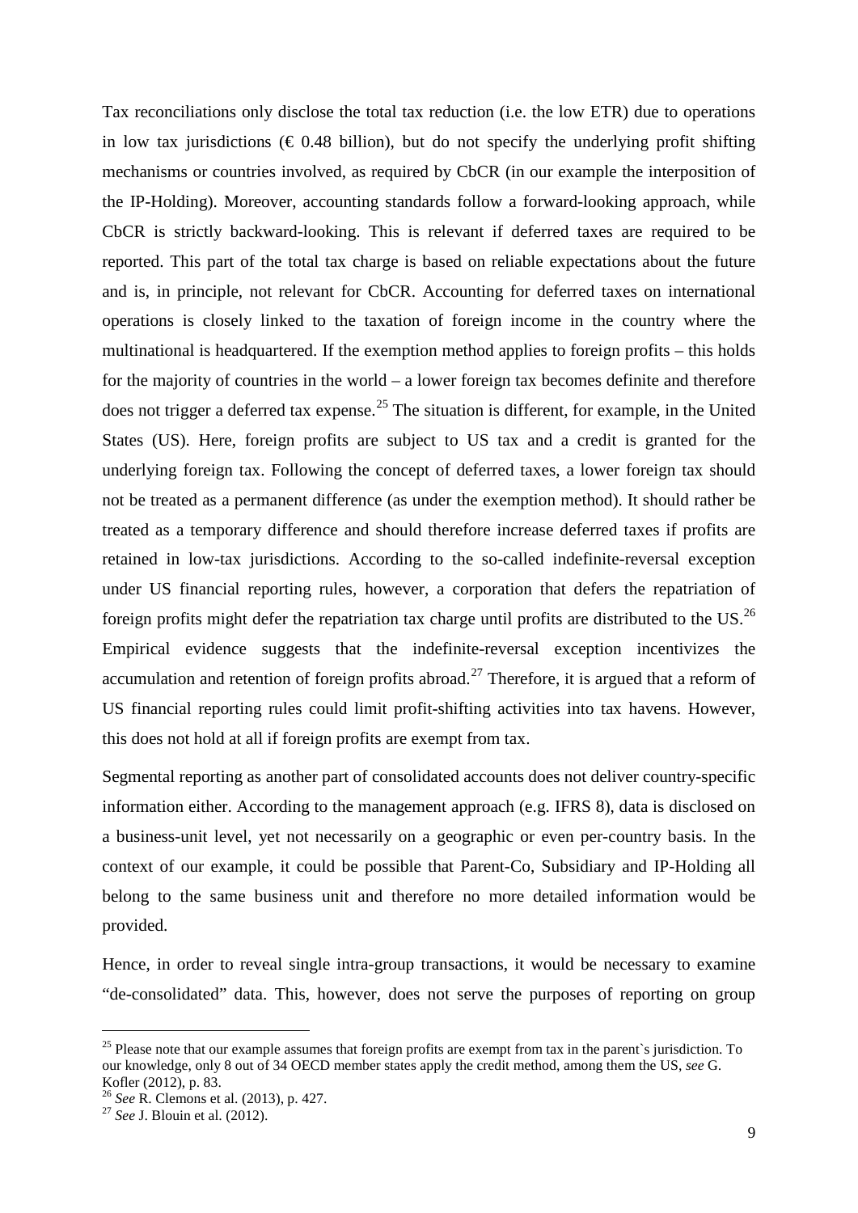Tax reconciliations only disclose the total tax reduction (i.e. the low ETR) due to operations in low tax jurisdictions (€ 0.48 billion), but do not specify the underlying profit shifting mechanisms or countries involved, as required by CbCR (in our example the interposition of the IP-Holding). Moreover, accounting standards follow a forward-looking approach, while CbCR is strictly backward-looking. This is relevant if deferred taxes are required to be reported. This part of the total tax charge is based on reliable expectations about the future and is, in principle, not relevant for CbCR. Accounting for deferred taxes on international operations is closely linked to the taxation of foreign income in the country where the multinational is headquartered. If the exemption method applies to foreign profits – this holds for the majority of countries in the world – a lower foreign tax becomes definite and therefore does not trigger a deferred tax expense.[25] The situation is different, for example, in the United States (US). Here, foreign profits are subject to US tax and a credit is granted for the underlying foreign tax. Following the concept of deferred taxes, a lower foreign tax should not be treated as a permanent difference (as under the exemption method). It should rather be treated as a temporary difference and should therefore increase deferred taxes if profits are retained in low-tax jurisdictions. According to the so-called indefinite-reversal exception under US financial reporting rules, however, a corporation that defers the repatriation of foreign profits might defer the repatriation tax charge until profits are distributed to the US.[26] Empirical evidence suggests that the indefinite-reversal exception incentivizes the accumulation and retention of foreign profits abroad.[27] Therefore, it is argued that a reform of US financial reporting rules could limit profit-shifting activities into tax havens. However, this does not hold at all if foreign profits are exempt from tax.

Segmental reporting as another part of consolidated accounts does not deliver country-specific information either. According to the management approach (e.g. IFRS 8), data is disclosed on a business-unit level, yet not necessarily on a geographic or even per-country basis. In the context of our example, it could be possible that Parent-Co, Subsidiary and IP-Holding all belong to the same business unit and therefore no more detailed information would be provided.

Hence, in order to reveal single intra-group transactions, it would be necessary to examine "de-consolidated" data. This, however, does not serve the purposes of reporting on group

---

[25] Please note that our example assumes that foreign profits are exempt from tax in the parent`s jurisdiction. To our knowledge, only 8 out of 34 OECD member states apply the credit method, among them the US, *see* G. Kofler (2012), p. 83.

[26] *See* R. Clemons et al. (2013), p. 427.

[27] *See* J. Blouin et al. (2012).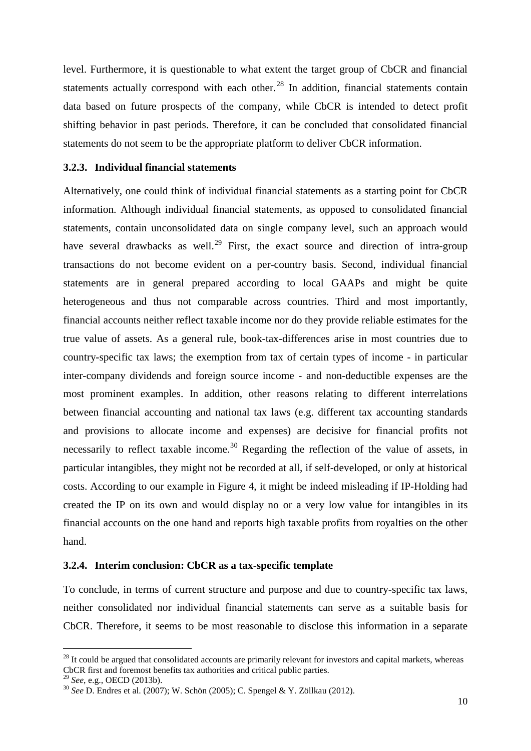level. Furthermore, it is questionable to what extent the target group of CbCR and financial statements actually correspond with each other.[28] In addition, financial statements contain data based on future prospects of the company, while CbCR is intended to detect profit shifting behavior in past periods. Therefore, it can be concluded that consolidated financial statements do not seem to be the appropriate platform to deliver CbCR information.

### 3.2.3. Individual financial statements

Alternatively, one could think of individual financial statements as a starting point for CbCR information. Although individual financial statements, as opposed to consolidated financial statements, contain unconsolidated data on single company level, such an approach would have several drawbacks as well.[29] First, the exact source and direction of intra-group transactions do not become evident on a per-country basis. Second, individual financial statements are in general prepared according to local GAAPs and might be quite heterogeneous and thus not comparable across countries. Third and most importantly, financial accounts neither reflect taxable income nor do they provide reliable estimates for the true value of assets. As a general rule, book-tax-differences arise in most countries due to country-specific tax laws; the exemption from tax of certain types of income - in particular inter-company dividends and foreign source income - and non-deductible expenses are the most prominent examples. In addition, other reasons relating to different interrelations between financial accounting and national tax laws (e.g. different tax accounting standards and provisions to allocate income and expenses) are decisive for financial profits not necessarily to reflect taxable income.[30] Regarding the reflection of the value of assets, in particular intangibles, they might not be recorded at all, if self-developed, or only at historical costs. According to our example in Figure 4, it might be indeed misleading if IP-Holding had created the IP on its own and would display no or a very low value for intangibles in its financial accounts on the one hand and reports high taxable profits from royalties on the other hand.

### 3.2.4. Interim conclusion: CbCR as a tax-specific template

To conclude, in terms of current structure and purpose and due to country-specific tax laws, neither consolidated nor individual financial statements can serve as a suitable basis for CbCR. Therefore, it seems to be most reasonable to disclose this information in a separate

---

[28] It could be argued that consolidated accounts are primarily relevant for investors and capital markets, whereas CbCR first and foremost benefits tax authorities and critical public parties.

[29] *See*, e.g., OECD (2013b).

[30] *See* D. Endres et al. (2007); W. Schön (2005); C. Spengel & Y. Zöllkau (2012).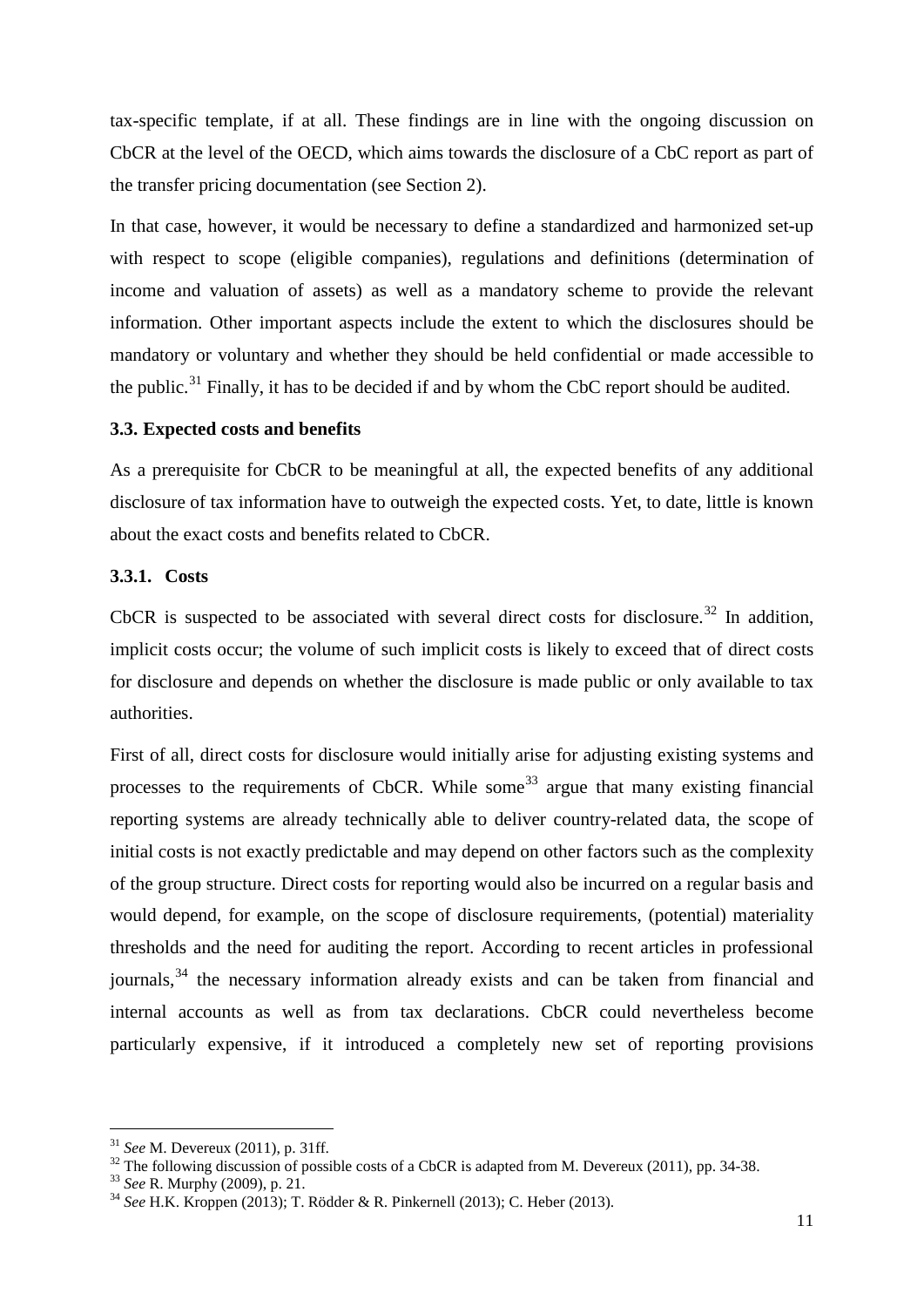tax-specific template, if at all. These findings are in line with the ongoing discussion on CbCR at the level of the OECD, which aims towards the disclosure of a CbC report as part of the transfer pricing documentation (see Section 2).

In that case, however, it would be necessary to define a standardized and harmonized set-up with respect to scope (eligible companies), regulations and definitions (determination of income and valuation of assets) as well as a mandatory scheme to provide the relevant information. Other important aspects include the extent to which the disclosures should be mandatory or voluntary and whether they should be held confidential or made accessible to the public.[31] Finally, it has to be decided if and by whom the CbC report should be audited.

### 3.3. Expected costs and benefits

As a prerequisite for CbCR to be meaningful at all, the expected benefits of any additional disclosure of tax information have to outweigh the expected costs. Yet, to date, little is known about the exact costs and benefits related to CbCR.

#### 3.3.1. Costs

CbCR is suspected to be associated with several direct costs for disclosure.[32] In addition, implicit costs occur; the volume of such implicit costs is likely to exceed that of direct costs for disclosure and depends on whether the disclosure is made public or only available to tax authorities.

First of all, direct costs for disclosure would initially arise for adjusting existing systems and processes to the requirements of CbCR. While some[33] argue that many existing financial reporting systems are already technically able to deliver country-related data, the scope of initial costs is not exactly predictable and may depend on other factors such as the complexity of the group structure. Direct costs for reporting would also be incurred on a regular basis and would depend, for example, on the scope of disclosure requirements, (potential) materiality thresholds and the need for auditing the report. According to recent articles in professional journals,[34] the necessary information already exists and can be taken from financial and internal accounts as well as from tax declarations. CbCR could nevertheless become particularly expensive, if it introduced a completely new set of reporting provisions

[31] *See* M. Devereux (2011), p. 31ff.

[32] The following discussion of possible costs of a CbCR is adapted from M. Devereux (2011), pp. 34-38.

[33] *See* R. Murphy (2009), p. 21.

[34] *See* H.K. Kroppen (2013); T. Rödder & R. Pinkernell (2013); C. Heber (2013).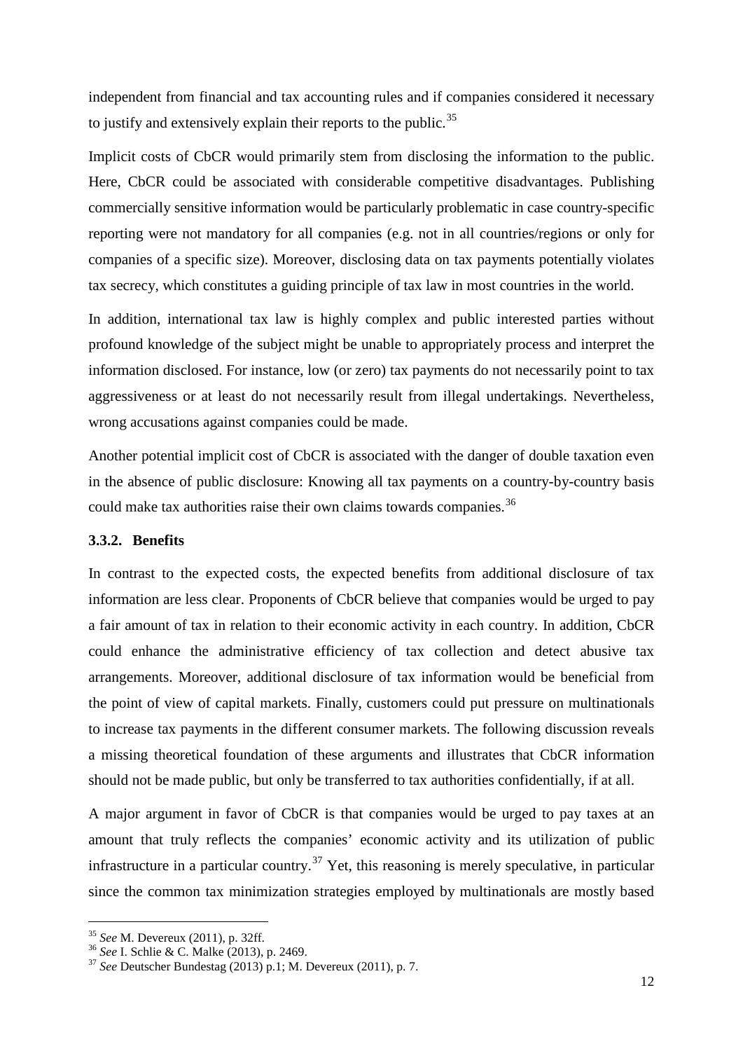independent from financial and tax accounting rules and if companies considered it necessary to justify and extensively explain their reports to the public.[35]

Implicit costs of CbCR would primarily stem from disclosing the information to the public. Here, CbCR could be associated with considerable competitive disadvantages. Publishing commercially sensitive information would be particularly problematic in case country-specific reporting were not mandatory for all companies (e.g. not in all countries/regions or only for companies of a specific size). Moreover, disclosing data on tax payments potentially violates tax secrecy, which constitutes a guiding principle of tax law in most countries in the world.

In addition, international tax law is highly complex and public interested parties without profound knowledge of the subject might be unable to appropriately process and interpret the information disclosed. For instance, low (or zero) tax payments do not necessarily point to tax aggressiveness or at least do not necessarily result from illegal undertakings. Nevertheless, wrong accusations against companies could be made.

Another potential implicit cost of CbCR is associated with the danger of double taxation even in the absence of public disclosure: Knowing all tax payments on a country-by-country basis could make tax authorities raise their own claims towards companies.[36]

### 3.3.2. Benefits

In contrast to the expected costs, the expected benefits from additional disclosure of tax information are less clear. Proponents of CbCR believe that companies would be urged to pay a fair amount of tax in relation to their economic activity in each country. In addition, CbCR could enhance the administrative efficiency of tax collection and detect abusive tax arrangements. Moreover, additional disclosure of tax information would be beneficial from the point of view of capital markets. Finally, customers could put pressure on multinationals to increase tax payments in the different consumer markets. The following discussion reveals a missing theoretical foundation of these arguments and illustrates that CbCR information should not be made public, but only be transferred to tax authorities confidentially, if at all.

A major argument in favor of CbCR is that companies would be urged to pay taxes at an amount that truly reflects the companies' economic activity and its utilization of public infrastructure in a particular country.[37] Yet, this reasoning is merely speculative, in particular since the common tax minimization strategies employed by multinationals are mostly based

---

[35] *See* M. Devereux (2011), p. 32ff.

[36] *See* I. Schlie & C. Malke (2013), p. 2469.

[37] *See* Deutscher Bundestag (2013) p.1; M. Devereux (2011), p. 7.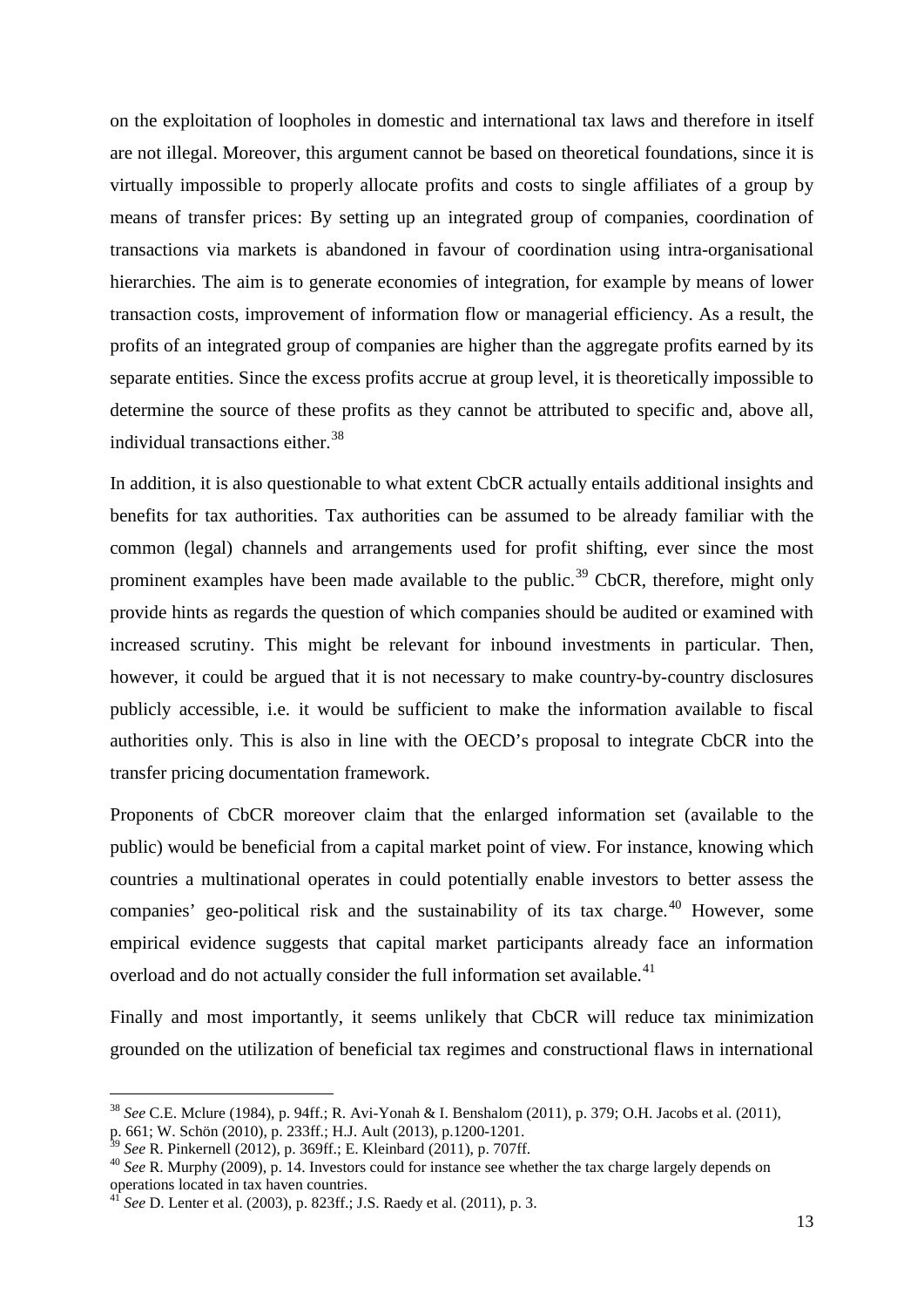on the exploitation of loopholes in domestic and international tax laws and therefore in itself are not illegal. Moreover, this argument cannot be based on theoretical foundations, since it is virtually impossible to properly allocate profits and costs to single affiliates of a group by means of transfer prices: By setting up an integrated group of companies, coordination of transactions via markets is abandoned in favour of coordination using intra-organisational hierarchies. The aim is to generate economies of integration, for example by means of lower transaction costs, improvement of information flow or managerial efficiency. As a result, the profits of an integrated group of companies are higher than the aggregate profits earned by its separate entities. Since the excess profits accrue at group level, it is theoretically impossible to determine the source of these profits as they cannot be attributed to specific and, above all, individual transactions either.[38]

In addition, it is also questionable to what extent CbCR actually entails additional insights and benefits for tax authorities. Tax authorities can be assumed to be already familiar with the common (legal) channels and arrangements used for profit shifting, ever since the most prominent examples have been made available to the public.[39] CbCR, therefore, might only provide hints as regards the question of which companies should be audited or examined with increased scrutiny. This might be relevant for inbound investments in particular. Then, however, it could be argued that it is not necessary to make country-by-country disclosures publicly accessible, i.e. it would be sufficient to make the information available to fiscal authorities only. This is also in line with the OECD's proposal to integrate CbCR into the transfer pricing documentation framework.

Proponents of CbCR moreover claim that the enlarged information set (available to the public) would be beneficial from a capital market point of view. For instance, knowing which countries a multinational operates in could potentially enable investors to better assess the companies' geo-political risk and the sustainability of its tax charge.[40] However, some empirical evidence suggests that capital market participants already face an information overload and do not actually consider the full information set available.[41]

Finally and most importantly, it seems unlikely that CbCR will reduce tax minimization grounded on the utilization of beneficial tax regimes and constructional flaws in international

---

[38] *See* C.E. Mclure (1984), p. 94ff.; R. Avi-Yonah & I. Benshalom (2011), p. 379; O.H. Jacobs et al. (2011), p. 661; W. Schön (2010), p. 233ff.; H.J. Ault (2013), p.1200-1201.

[39] *See* R. Pinkernell (2012), p. 369ff.; E. Kleinbard (2011), p. 707ff.

[40] *See* R. Murphy (2009), p. 14. Investors could for instance see whether the tax charge largely depends on operations located in tax haven countries.

[41] *See* D. Lenter et al. (2003), p. 823ff.; J.S. Raedy et al. (2011), p. 3.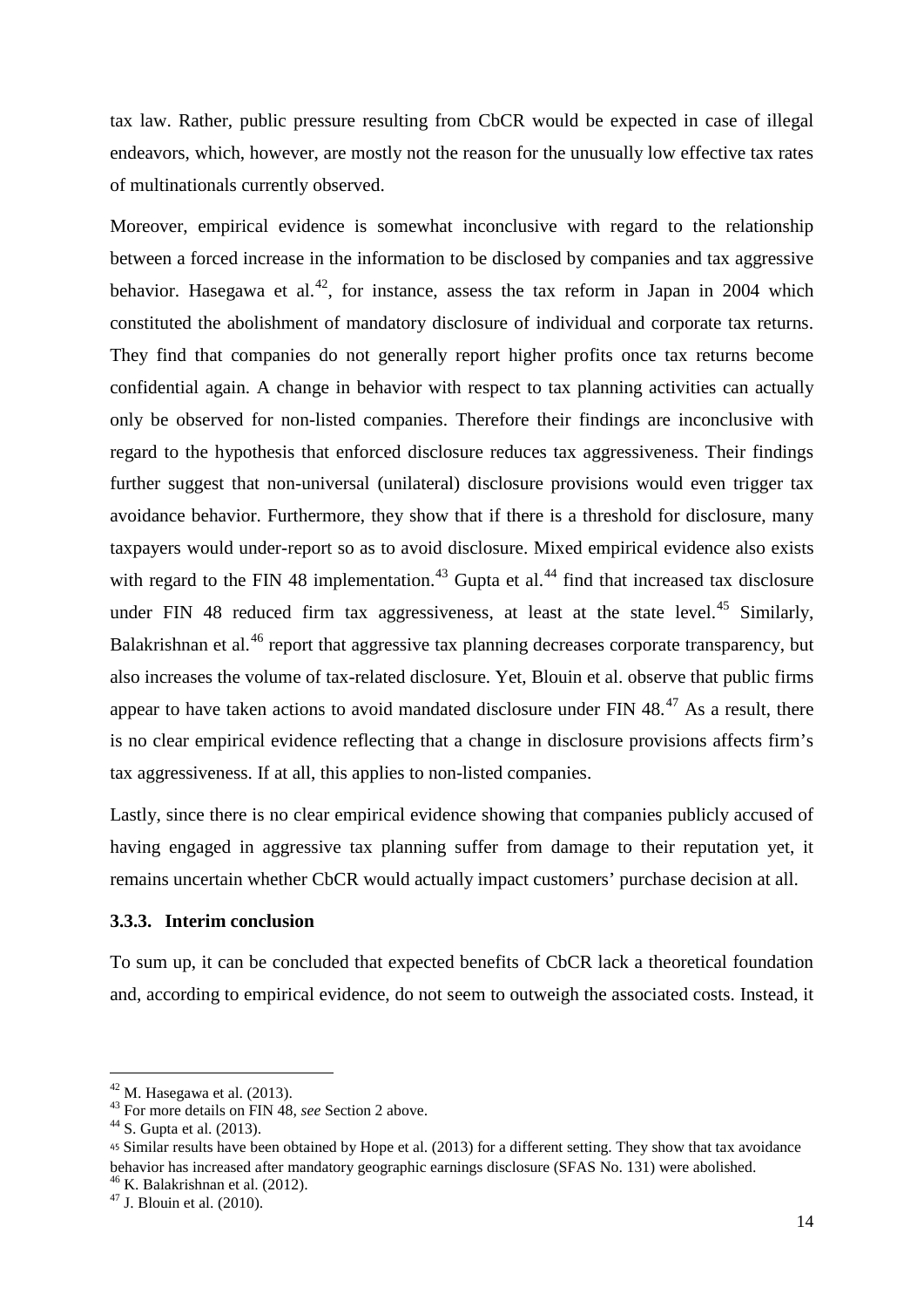tax law. Rather, public pressure resulting from CbCR would be expected in case of illegal endeavors, which, however, are mostly not the reason for the unusually low effective tax rates of multinationals currently observed.

Moreover, empirical evidence is somewhat inconclusive with regard to the relationship between a forced increase in the information to be disclosed by companies and tax aggressive behavior. Hasegawa et al.[42], for instance, assess the tax reform in Japan in 2004 which constituted the abolishment of mandatory disclosure of individual and corporate tax returns. They find that companies do not generally report higher profits once tax returns become confidential again. A change in behavior with respect to tax planning activities can actually only be observed for non-listed companies. Therefore their findings are inconclusive with regard to the hypothesis that enforced disclosure reduces tax aggressiveness. Their findings further suggest that non-universal (unilateral) disclosure provisions would even trigger tax avoidance behavior. Furthermore, they show that if there is a threshold for disclosure, many taxpayers would under-report so as to avoid disclosure. Mixed empirical evidence also exists with regard to the FIN 48 implementation.[43] Gupta et al.[44] find that increased tax disclosure under FIN 48 reduced firm tax aggressiveness, at least at the state level.[45] Similarly, Balakrishnan et al.[46] report that aggressive tax planning decreases corporate transparency, but also increases the volume of tax-related disclosure. Yet, Blouin et al. observe that public firms appear to have taken actions to avoid mandated disclosure under FIN 48.[47] As a result, there is no clear empirical evidence reflecting that a change in disclosure provisions affects firm's tax aggressiveness. If at all, this applies to non-listed companies.

Lastly, since there is no clear empirical evidence showing that companies publicly accused of having engaged in aggressive tax planning suffer from damage to their reputation yet, it remains uncertain whether CbCR would actually impact customers' purchase decision at all.

### 3.3.3. Interim conclusion

To sum up, it can be concluded that expected benefits of CbCR lack a theoretical foundation and, according to empirical evidence, do not seem to outweigh the associated costs. Instead, it

---

[42] M. Hasegawa et al. (2013).

[43] For more details on FIN 48, *see* Section 2 above.

[44] S. Gupta et al. (2013).

[45] Similar results have been obtained by Hope et al. (2013) for a different setting. They show that tax avoidance behavior has increased after mandatory geographic earnings disclosure (SFAS No. 131) were abolished.

[46] K. Balakrishnan et al. (2012).

[47] J. Blouin et al. (2010).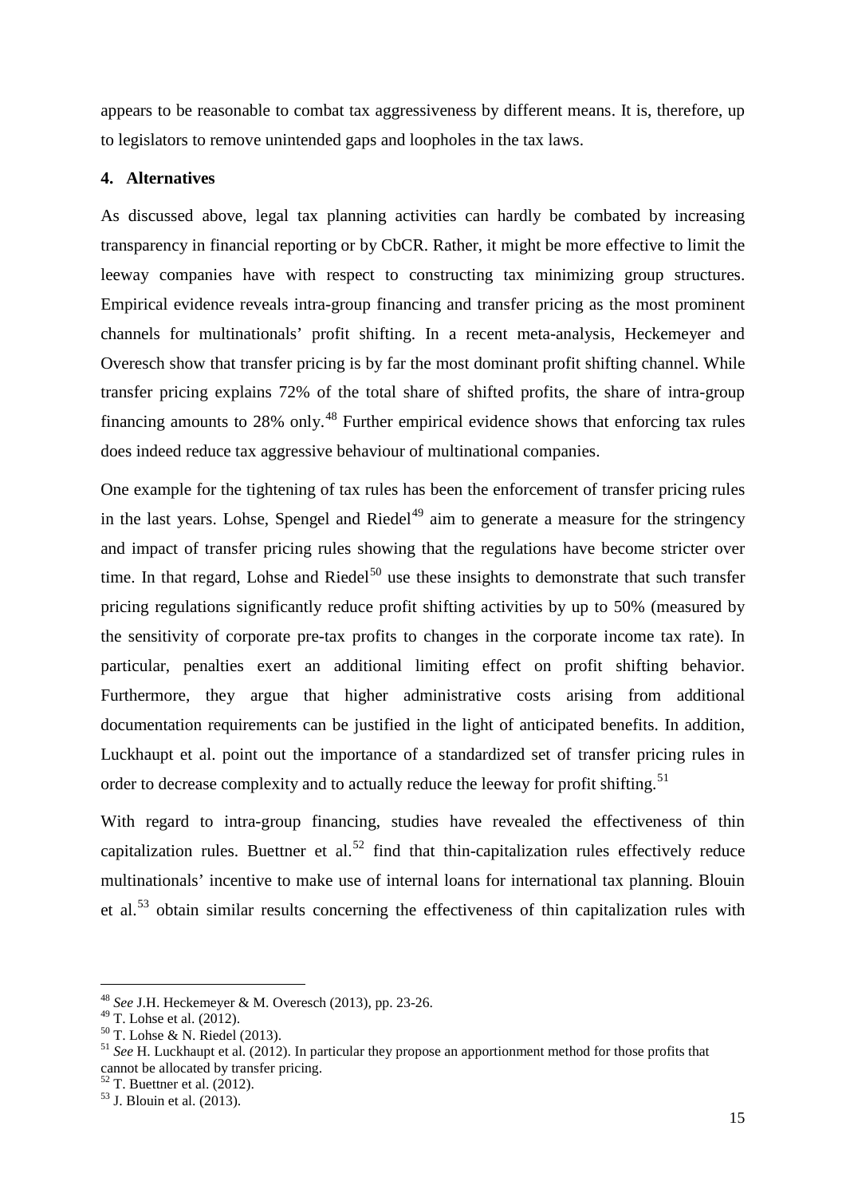appears to be reasonable to combat tax aggressiveness by different means. It is, therefore, up to legislators to remove unintended gaps and loopholes in the tax laws.

## 4. Alternatives

As discussed above, legal tax planning activities can hardly be combated by increasing transparency in financial reporting or by CbCR. Rather, it might be more effective to limit the leeway companies have with respect to constructing tax minimizing group structures. Empirical evidence reveals intra-group financing and transfer pricing as the most prominent channels for multinationals' profit shifting. In a recent meta-analysis, Heckemeyer and Overesch show that transfer pricing is by far the most dominant profit shifting channel. While transfer pricing explains 72% of the total share of shifted profits, the share of intra-group financing amounts to 28% only.[48] Further empirical evidence shows that enforcing tax rules does indeed reduce tax aggressive behaviour of multinational companies.

One example for the tightening of tax rules has been the enforcement of transfer pricing rules in the last years. Lohse, Spengel and Riedel[49] aim to generate a measure for the stringency and impact of transfer pricing rules showing that the regulations have become stricter over time. In that regard, Lohse and Riedel[50] use these insights to demonstrate that such transfer pricing regulations significantly reduce profit shifting activities by up to 50% (measured by the sensitivity of corporate pre-tax profits to changes in the corporate income tax rate). In particular, penalties exert an additional limiting effect on profit shifting behavior. Furthermore, they argue that higher administrative costs arising from additional documentation requirements can be justified in the light of anticipated benefits. In addition, Luckhaupt et al. point out the importance of a standardized set of transfer pricing rules in order to decrease complexity and to actually reduce the leeway for profit shifting.[51]

With regard to intra-group financing, studies have revealed the effectiveness of thin capitalization rules. Buettner et al.[52] find that thin-capitalization rules effectively reduce multinationals' incentive to make use of internal loans for international tax planning. Blouin et al.[53] obtain similar results concerning the effectiveness of thin capitalization rules with

---

[48] *See* J.H. Heckemeyer & M. Overesch (2013), pp. 23-26.

[49] T. Lohse et al. (2012).

[50] T. Lohse & N. Riedel (2013).

[51] *See* H. Luckhaupt et al. (2012). In particular they propose an apportionment method for those profits that cannot be allocated by transfer pricing.

[52] T. Buettner et al. (2012).

[53] J. Blouin et al. (2013).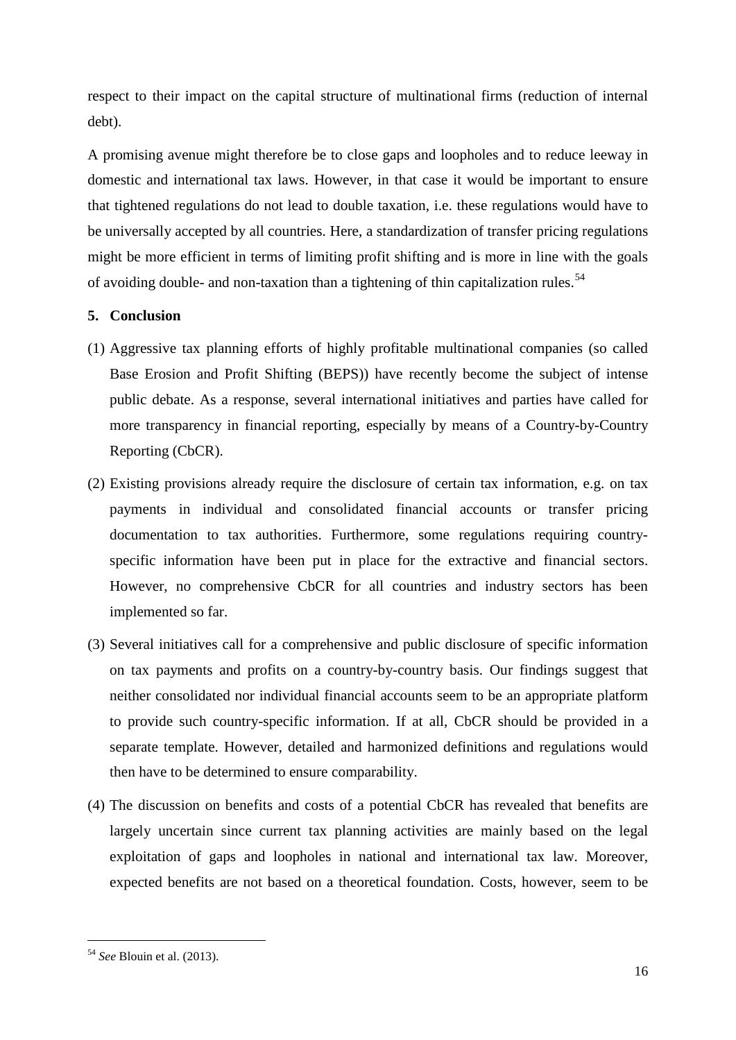respect to their impact on the capital structure of multinational firms (reduction of internal debt).

A promising avenue might therefore be to close gaps and loopholes and to reduce leeway in domestic and international tax laws. However, in that case it would be important to ensure that tightened regulations do not lead to double taxation, i.e. these regulations would have to be universally accepted by all countries. Here, a standardization of transfer pricing regulations might be more efficient in terms of limiting profit shifting and is more in line with the goals of avoiding double- and non-taxation than a tightening of thin capitalization rules.[54]

## 5. Conclusion

(1) Aggressive tax planning efforts of highly profitable multinational companies (so called Base Erosion and Profit Shifting (BEPS)) have recently become the subject of intense public debate. As a response, several international initiatives and parties have called for more transparency in financial reporting, especially by means of a Country-by-Country Reporting (CbCR).

(2) Existing provisions already require the disclosure of certain tax information, e.g. on tax payments in individual and consolidated financial accounts or transfer pricing documentation to tax authorities. Furthermore, some regulations requiring country-specific information have been put in place for the extractive and financial sectors. However, no comprehensive CbCR for all countries and industry sectors has been implemented so far.

(3) Several initiatives call for a comprehensive and public disclosure of specific information on tax payments and profits on a country-by-country basis. Our findings suggest that neither consolidated nor individual financial accounts seem to be an appropriate platform to provide such country-specific information. If at all, CbCR should be provided in a separate template. However, detailed and harmonized definitions and regulations would then have to be determined to ensure comparability.

(4) The discussion on benefits and costs of a potential CbCR has revealed that benefits are largely uncertain since current tax planning activities are mainly based on the legal exploitation of gaps and loopholes in national and international tax law. Moreover, expected benefits are not based on a theoretical foundation. Costs, however, seem to be

---

[54] *See* Blouin et al. (2013).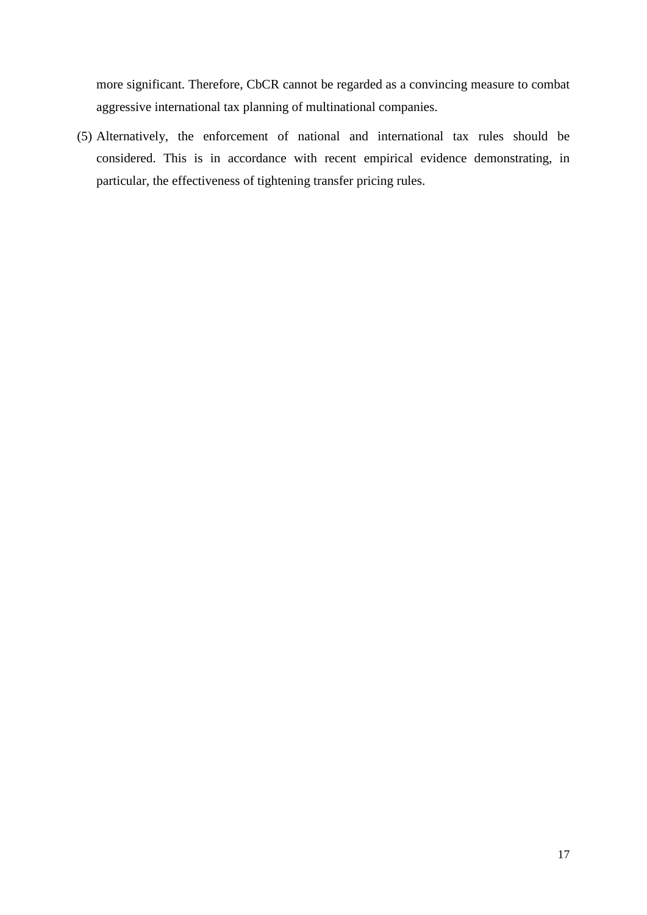more significant. Therefore, CbCR cannot be regarded as a convincing measure to combat aggressive international tax planning of multinational companies.

(5) Alternatively, the enforcement of national and international tax rules should be considered. This is in accordance with recent empirical evidence demonstrating, in particular, the effectiveness of tightening transfer pricing rules.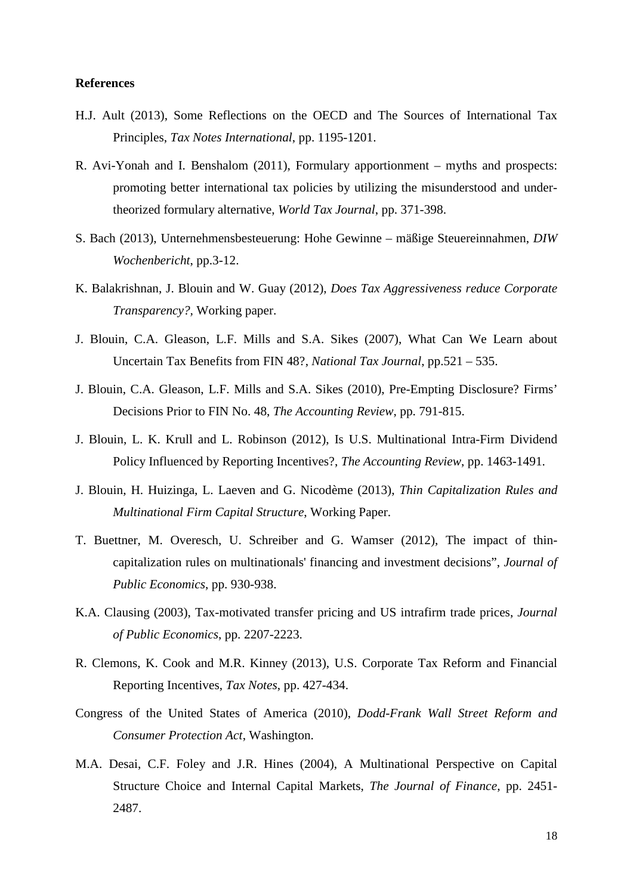**References**

H.J. Ault (2013), Some Reflections on the OECD and The Sources of International Tax Principles, *Tax Notes International*, pp. 1195-1201.

R. Avi-Yonah and I. Benshalom (2011), Formulary apportionment – myths and prospects: promoting better international tax policies by utilizing the misunderstood and under-theorized formulary alternative, *World Tax Journal*, pp. 371-398.

S. Bach (2013), Unternehmensbesteuerung: Hohe Gewinne – mäßige Steuereinnahmen, *DIW Wochenbericht*, pp.3-12.

K. Balakrishnan, J. Blouin and W. Guay (2012), *Does Tax Aggressiveness reduce Corporate Transparency?*, Working paper.

J. Blouin, C.A. Gleason, L.F. Mills and S.A. Sikes (2007), What Can We Learn about Uncertain Tax Benefits from FIN 48?, *National Tax Journal*, pp.521 – 535.

J. Blouin, C.A. Gleason, L.F. Mills and S.A. Sikes (2010), Pre-Empting Disclosure? Firms' Decisions Prior to FIN No. 48, *The Accounting Review*, pp. 791-815.

J. Blouin, L. K. Krull and L. Robinson (2012), Is U.S. Multinational Intra-Firm Dividend Policy Influenced by Reporting Incentives?, *The Accounting Review*, pp. 1463-1491.

J. Blouin, H. Huizinga, L. Laeven and G. Nicodème (2013), *Thin Capitalization Rules and Multinational Firm Capital Structure*, Working Paper.

T. Buettner, M. Overesch, U. Schreiber and G. Wamser (2012), The impact of thin-capitalization rules on multinationals' financing and investment decisions", *Journal of Public Economics*, pp. 930-938.

K.A. Clausing (2003), Tax-motivated transfer pricing and US intrafirm trade prices, *Journal of Public Economics*, pp. 2207-2223.

R. Clemons, K. Cook and M.R. Kinney (2013), U.S. Corporate Tax Reform and Financial Reporting Incentives, *Tax Notes*, pp. 427-434.

Congress of the United States of America (2010), *Dodd-Frank Wall Street Reform and Consumer Protection Act*, Washington.

M.A. Desai, C.F. Foley and J.R. Hines (2004), A Multinational Perspective on Capital Structure Choice and Internal Capital Markets, *The Journal of Finance*, pp. 2451-2487.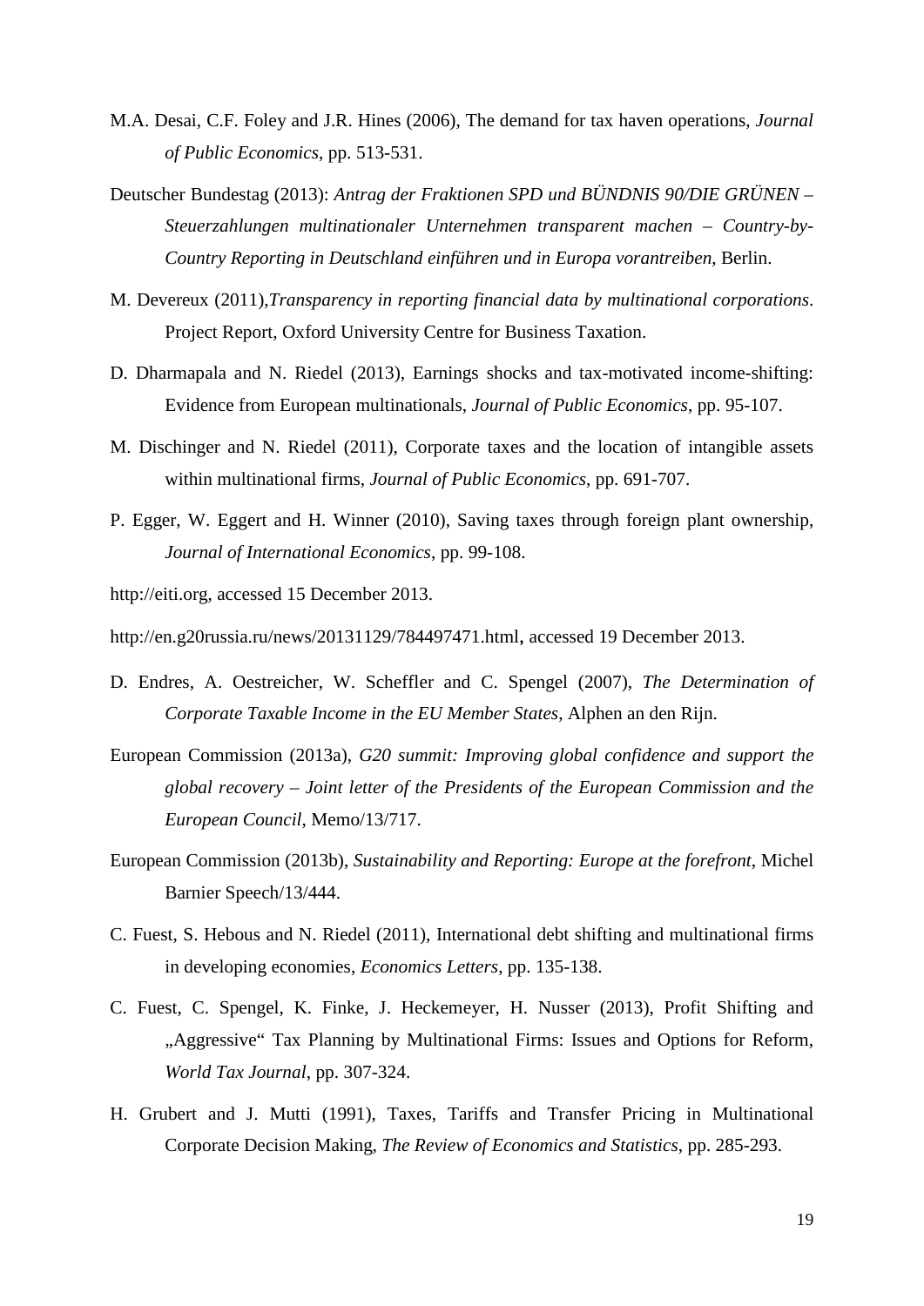M.A. Desai, C.F. Foley and J.R. Hines (2006), The demand for tax haven operations, *Journal of Public Economics*, pp. 513-531.

Deutscher Bundestag (2013): *Antrag der Fraktionen SPD und BÜNDNIS 90/DIE GRÜNEN – Steuerzahlungen multinationaler Unternehmen transparent machen – Country-by-Country Reporting in Deutschland einführen und in Europa vorantreiben*, Berlin.

M. Devereux (2011),*Transparency in reporting financial data by multinational corporations*. Project Report, Oxford University Centre for Business Taxation.

D. Dharmapala and N. Riedel (2013), Earnings shocks and tax-motivated income-shifting: Evidence from European multinationals, *Journal of Public Economics*, pp. 95-107.

M. Dischinger and N. Riedel (2011), Corporate taxes and the location of intangible assets within multinational firms, *Journal of Public Economics*, pp. 691-707.

P. Egger, W. Eggert and H. Winner (2010), Saving taxes through foreign plant ownership, *Journal of International Economics*, pp. 99-108.

http://eiti.org, accessed 15 December 2013.

http://en.g20russia.ru/news/20131129/784497471.html, accessed 19 December 2013.

D. Endres, A. Oestreicher, W. Scheffler and C. Spengel (2007), *The Determination of Corporate Taxable Income in the EU Member States*, Alphen an den Rijn.

European Commission (2013a), *G20 summit: Improving global confidence and support the global recovery – Joint letter of the Presidents of the European Commission and the European Council*, Memo/13/717.

European Commission (2013b), *Sustainability and Reporting: Europe at the forefront*, Michel Barnier Speech/13/444.

C. Fuest, S. Hebous and N. Riedel (2011), International debt shifting and multinational firms in developing economies, *Economics Letters*, pp. 135-138.

C. Fuest, C. Spengel, K. Finke, J. Heckemeyer, H. Nusser (2013), Profit Shifting and „Aggressive" Tax Planning by Multinational Firms: Issues and Options for Reform, *World Tax Journal*, pp. 307-324.

H. Grubert and J. Mutti (1991), Taxes, Tariffs and Transfer Pricing in Multinational Corporate Decision Making, *The Review of Economics and Statistics*, pp. 285-293.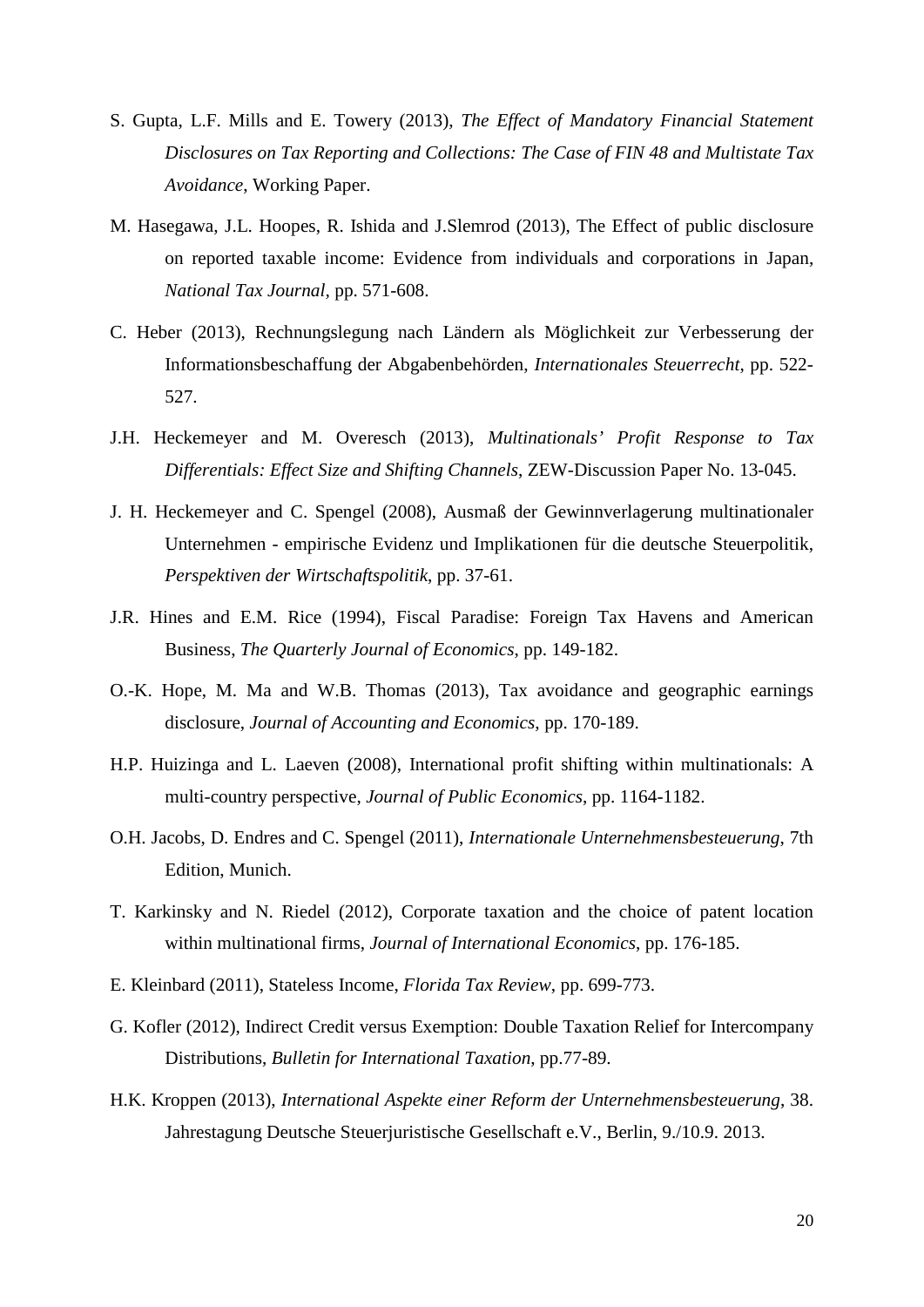S. Gupta, L.F. Mills and E. Towery (2013), *The Effect of Mandatory Financial Statement Disclosures on Tax Reporting and Collections: The Case of FIN 48 and Multistate Tax Avoidance*, Working Paper.

M. Hasegawa, J.L. Hoopes, R. Ishida and J.Slemrod (2013), The Effect of public disclosure on reported taxable income: Evidence from individuals and corporations in Japan, *National Tax Journal*, pp. 571-608.

C. Heber (2013), Rechnungslegung nach Ländern als Möglichkeit zur Verbesserung der Informationsbeschaffung der Abgabenbehörden, *Internationales Steuerrecht*, pp. 522-527.

J.H. Heckemeyer and M. Overesch (2013), *Multinationals' Profit Response to Tax Differentials: Effect Size and Shifting Channels*, ZEW-Discussion Paper No. 13-045.

J. H. Heckemeyer and C. Spengel (2008), Ausmaß der Gewinnverlagerung multinationaler Unternehmen - empirische Evidenz und Implikationen für die deutsche Steuerpolitik, *Perspektiven der Wirtschaftspolitik*, pp. 37-61.

J.R. Hines and E.M. Rice (1994), Fiscal Paradise: Foreign Tax Havens and American Business, *The Quarterly Journal of Economics*, pp. 149-182.

O.-K. Hope, M. Ma and W.B. Thomas (2013), Tax avoidance and geographic earnings disclosure, *Journal of Accounting and Economics*, pp. 170-189.

H.P. Huizinga and L. Laeven (2008), International profit shifting within multinationals: A multi-country perspective, *Journal of Public Economics*, pp. 1164-1182.

O.H. Jacobs, D. Endres and C. Spengel (2011), *Internationale Unternehmensbesteuerung*, 7th Edition, Munich.

T. Karkinsky and N. Riedel (2012), Corporate taxation and the choice of patent location within multinational firms, *Journal of International Economics*, pp. 176-185.

E. Kleinbard (2011), Stateless Income, *Florida Tax Review*, pp. 699-773.

G. Kofler (2012), Indirect Credit versus Exemption: Double Taxation Relief for Intercompany Distributions, *Bulletin for International Taxation*, pp.77-89.

H.K. Kroppen (2013), *International Aspekte einer Reform der Unternehmensbesteuerung*, 38. Jahrestagung Deutsche Steuerjuristische Gesellschaft e.V., Berlin, 9./10.9. 2013.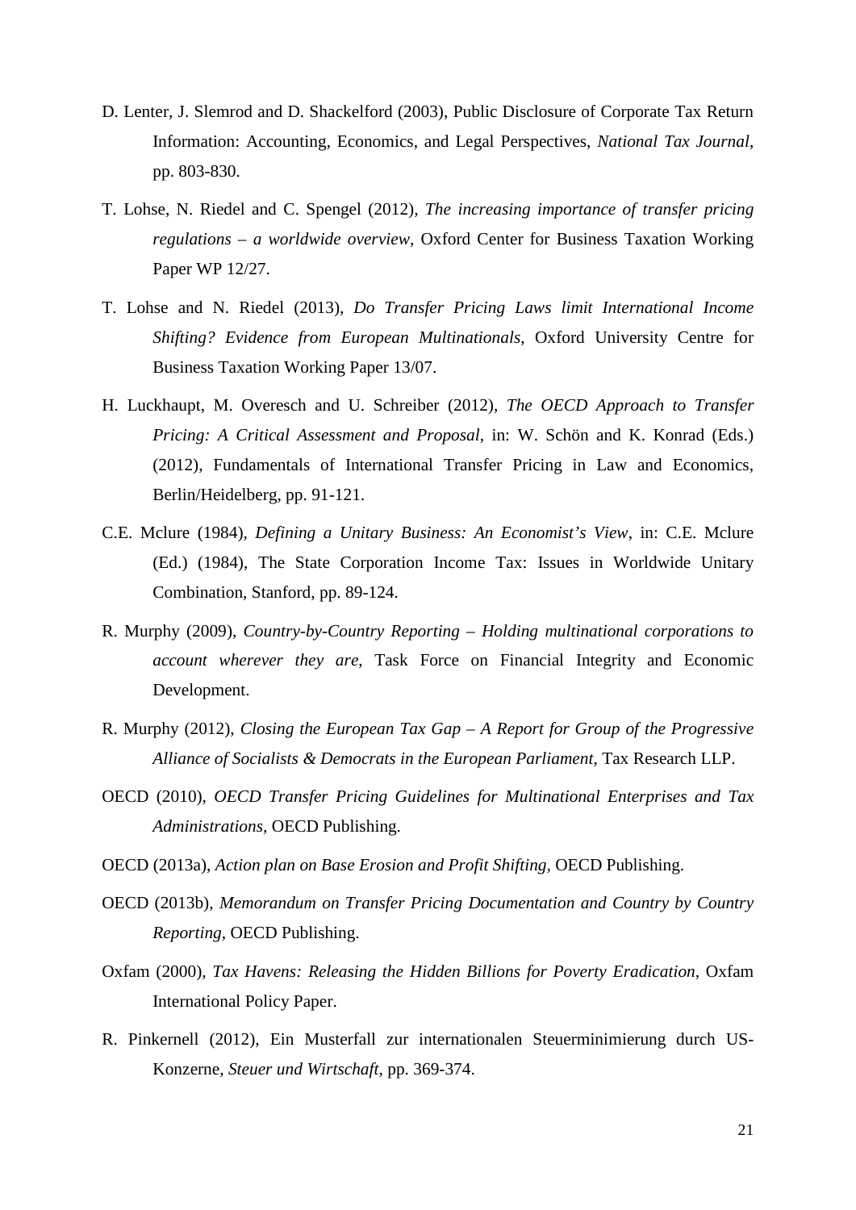D. Lenter, J. Slemrod and D. Shackelford (2003), Public Disclosure of Corporate Tax Return Information: Accounting, Economics, and Legal Perspectives, *National Tax Journal*, pp. 803-830.

T. Lohse, N. Riedel and C. Spengel (2012), *The increasing importance of transfer pricing regulations – a worldwide overview*, Oxford Center for Business Taxation Working Paper WP 12/27.

T. Lohse and N. Riedel (2013), *Do Transfer Pricing Laws limit International Income Shifting? Evidence from European Multinationals*, Oxford University Centre for Business Taxation Working Paper 13/07.

H. Luckhaupt, M. Overesch and U. Schreiber (2012), *The OECD Approach to Transfer Pricing: A Critical Assessment and Proposal,* in: W. Schön and K. Konrad (Eds.) (2012), Fundamentals of International Transfer Pricing in Law and Economics, Berlin/Heidelberg, pp. 91-121.

C.E. Mclure (1984), *Defining a Unitary Business: An Economist's View*, in: C.E. Mclure (Ed.) (1984), The State Corporation Income Tax: Issues in Worldwide Unitary Combination, Stanford, pp. 89-124.

R. Murphy (2009), *Country-by-Country Reporting – Holding multinational corporations to account wherever they are*, Task Force on Financial Integrity and Economic Development.

R. Murphy (2012), *Closing the European Tax Gap – A Report for Group of the Progressive Alliance of Socialists & Democrats in the European Parliament*, Tax Research LLP.

OECD (2010), *OECD Transfer Pricing Guidelines for Multinational Enterprises and Tax Administrations,* OECD Publishing.

OECD (2013a), *Action plan on Base Erosion and Profit Shifting*, OECD Publishing.

OECD (2013b), *Memorandum on Transfer Pricing Documentation and Country by Country Reporting*, OECD Publishing.

Oxfam (2000), *Tax Havens: Releasing the Hidden Billions for Poverty Eradication*, Oxfam International Policy Paper.

R. Pinkernell (2012), Ein Musterfall zur internationalen Steuerminimierung durch US-Konzerne, *Steuer und Wirtschaft*, pp. 369-374.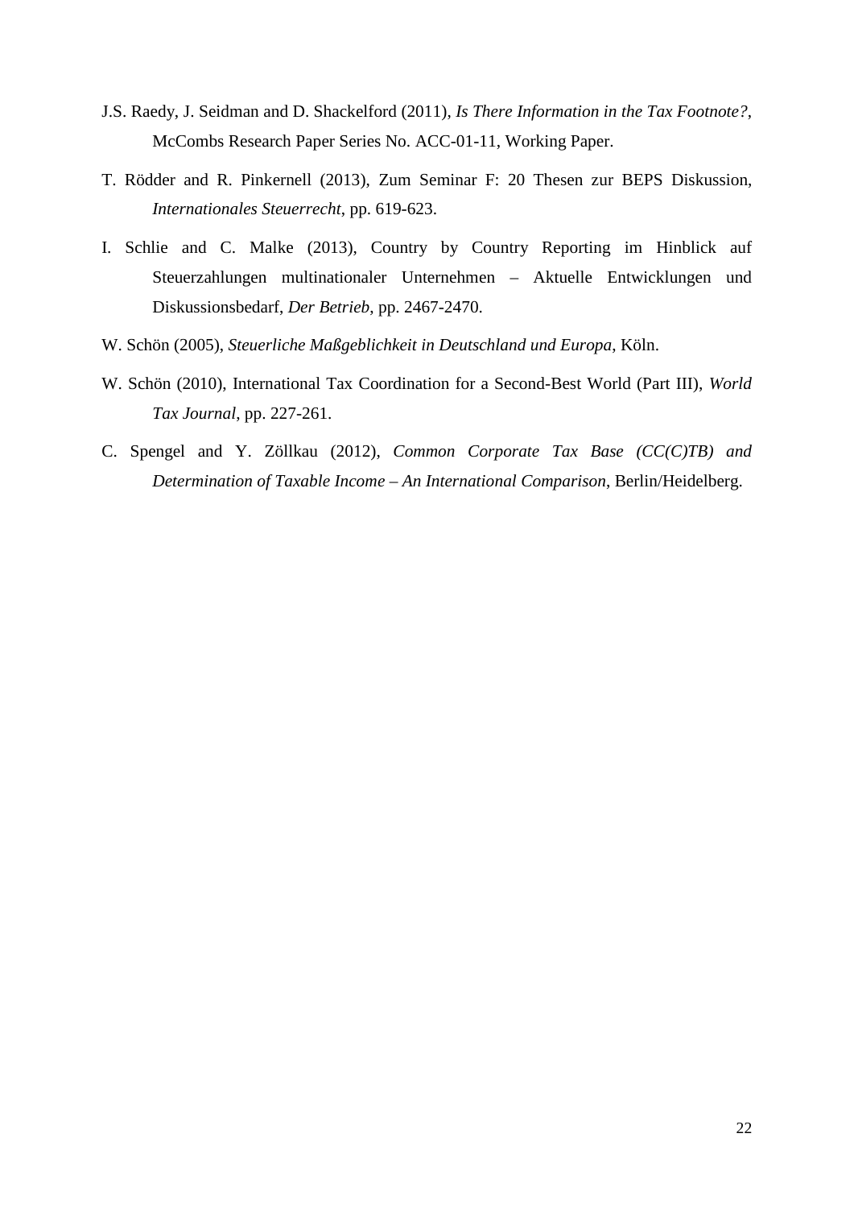J.S. Raedy, J. Seidman and D. Shackelford (2011), *Is There Information in the Tax Footnote?*, McCombs Research Paper Series No. ACC-01-11, Working Paper.

T. Rödder and R. Pinkernell (2013), Zum Seminar F: 20 Thesen zur BEPS Diskussion, *Internationales Steuerrecht*, pp. 619-623.

I. Schlie and C. Malke (2013), Country by Country Reporting im Hinblick auf Steuerzahlungen multinationaler Unternehmen – Aktuelle Entwicklungen und Diskussionsbedarf, *Der Betrieb*, pp. 2467-2470.

W. Schön (2005), *Steuerliche Maßgeblichkeit in Deutschland und Europa*, Köln.

W. Schön (2010), International Tax Coordination for a Second-Best World (Part III), *World Tax Journal*, pp. 227-261.

C. Spengel and Y. Zöllkau (2012), *Common Corporate Tax Base (CC(C)TB) and Determination of Taxable Income – An International Comparison*, Berlin/Heidelberg.